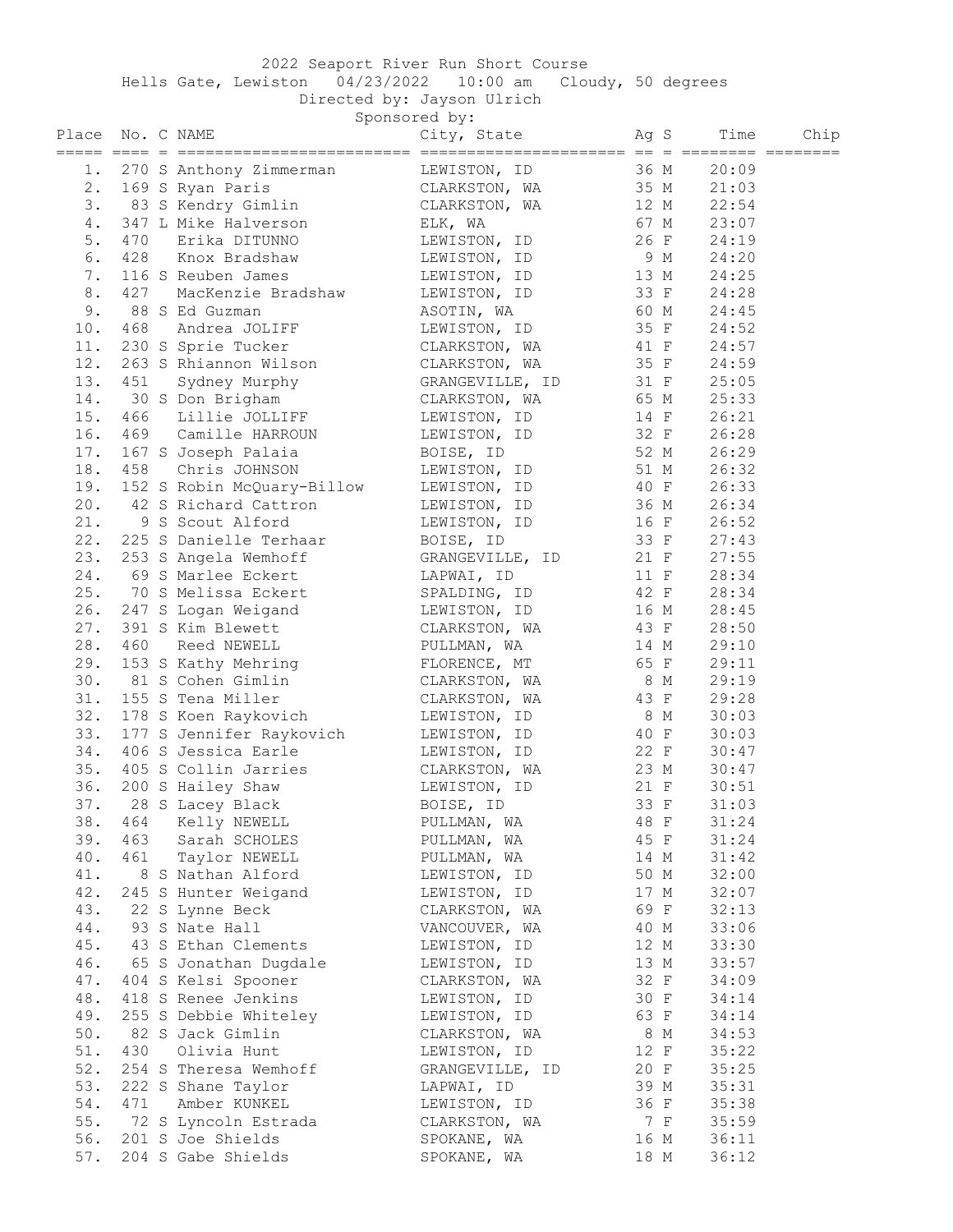# 2022 Seaport River Run Short Course

Hells Gate, Lewiston 04/23/2022 10:00 am Cloudy, 50 degrees

Directed by: Jayson Ulrich

Sponsored by:

| Place | No. | C | NAME | City, State | Ag | S | Time | Chip |
|---|---|---|---|---|---|---|---|---|
| 1. | 270 | S | Anthony Zimmerman | LEWISTON, ID | 36 | M | 20:09 | |
| 2. | 169 | S | Ryan Paris | CLARKSTON, WA | 35 | M | 21:03 | |
| 3. | 83 | S | Kendry Gimlin | CLARKSTON, WA | 12 | M | 22:54 | |
| 4. | 347 | L | Mike Halverson | ELK, WA | 67 | M | 23:07 | |
| 5. | 470 | | Erika DITUNNO | LEWISTON, ID | 26 | F | 24:19 | |
| 6. | 428 | | Knox Bradshaw | LEWISTON, ID | 9 | M | 24:20 | |
| 7. | 116 | S | Reuben James | LEWISTON, ID | 13 | M | 24:25 | |
| 8. | 427 | | MacKenzie Bradshaw | LEWISTON, ID | 33 | F | 24:28 | |
| 9. | 88 | S | Ed Guzman | ASOTIN, WA | 60 | M | 24:45 | |
| 10. | 468 | | Andrea JOLIFF | LEWISTON, ID | 35 | F | 24:52 | |
| 11. | 230 | S | Sprie Tucker | CLARKSTON, WA | 41 | F | 24:57 | |
| 12. | 263 | S | Rhiannon Wilson | CLARKSTON, WA | 35 | F | 24:59 | |
| 13. | 451 | | Sydney Murphy | GRANGEVILLE, ID | 31 | F | 25:05 | |
| 14. | 30 | S | Don Brigham | CLARKSTON, WA | 65 | M | 25:33 | |
| 15. | 466 | | Lillie JOLLIFF | LEWISTON, ID | 14 | F | 26:21 | |
| 16. | 469 | | Camille HARROUN | LEWISTON, ID | 32 | F | 26:28 | |
| 17. | 167 | S | Joseph Palaia | BOISE, ID | 52 | M | 26:29 | |
| 18. | 458 | | Chris JOHNSON | LEWISTON, ID | 51 | M | 26:32 | |
| 19. | 152 | S | Robin McQuary-Billow | LEWISTON, ID | 40 | F | 26:33 | |
| 20. | 42 | S | Richard Cattron | LEWISTON, ID | 36 | M | 26:34 | |
| 21. | 9 | S | Scout Alford | LEWISTON, ID | 16 | F | 26:52 | |
| 22. | 225 | S | Danielle Terhaar | BOISE, ID | 33 | F | 27:43 | |
| 23. | 253 | S | Angela Wemhoff | GRANGEVILLE, ID | 21 | F | 27:55 | |
| 24. | 69 | S | Marlee Eckert | LAPWAI, ID | 11 | F | 28:34 | |
| 25. | 70 | S | Melissa Eckert | SPALDING, ID | 42 | F | 28:34 | |
| 26. | 247 | S | Logan Weigand | LEWISTON, ID | 16 | M | 28:45 | |
| 27. | 391 | S | Kim Blewett | CLARKSTON, WA | 43 | F | 28:50 | |
| 28. | 460 | | Reed NEWELL | PULLMAN, WA | 14 | M | 29:10 | |
| 29. | 153 | S | Kathy Mehring | FLORENCE, MT | 65 | F | 29:11 | |
| 30. | 81 | S | Cohen Gimlin | CLARKSTON, WA | 8 | M | 29:19 | |
| 31. | 155 | S | Tena Miller | CLARKSTON, WA | 43 | F | 29:28 | |
| 32. | 178 | S | Koen Raykovich | LEWISTON, ID | 8 | M | 30:03 | |
| 33. | 177 | S | Jennifer Raykovich | LEWISTON, ID | 40 | F | 30:03 | |
| 34. | 406 | S | Jessica Earle | LEWISTON, ID | 22 | F | 30:47 | |
| 35. | 405 | S | Collin Jarries | CLARKSTON, WA | 23 | M | 30:47 | |
| 36. | 200 | S | Hailey Shaw | LEWISTON, ID | 21 | F | 30:51 | |
| 37. | 28 | S | Lacey Black | BOISE, ID | 33 | F | 31:03 | |
| 38. | 464 | | Kelly NEWELL | PULLMAN, WA | 48 | F | 31:24 | |
| 39. | 463 | | Sarah SCHOLES | PULLMAN, WA | 45 | F | 31:24 | |
| 40. | 461 | | Taylor NEWELL | PULLMAN, WA | 14 | M | 31:42 | |
| 41. | 8 | S | Nathan Alford | LEWISTON, ID | 50 | M | 32:00 | |
| 42. | 245 | S | Hunter Weigand | LEWISTON, ID | 17 | M | 32:07 | |
| 43. | 22 | S | Lynne Beck | CLARKSTON, WA | 69 | F | 32:13 | |
| 44. | 93 | S | Nate Hall | VANCOUVER, WA | 40 | M | 33:06 | |
| 45. | 43 | S | Ethan Clements | LEWISTON, ID | 12 | M | 33:30 | |
| 46. | 65 | S | Jonathan Dugdale | LEWISTON, ID | 13 | M | 33:57 | |
| 47. | 404 | S | Kelsi Spooner | CLARKSTON, WA | 32 | F | 34:09 | |
| 48. | 418 | S | Renee Jenkins | LEWISTON, ID | 30 | F | 34:14 | |
| 49. | 255 | S | Debbie Whiteley | LEWISTON, ID | 63 | F | 34:14 | |
| 50. | 82 | S | Jack Gimlin | CLARKSTON, WA | 8 | M | 34:53 | |
| 51. | 430 | | Olivia Hunt | LEWISTON, ID | 12 | F | 35:22 | |
| 52. | 254 | S | Theresa Wemhoff | GRANGEVILLE, ID | 20 | F | 35:25 | |
| 53. | 222 | S | Shane Taylor | LAPWAI, ID | 39 | M | 35:31 | |
| 54. | 471 | | Amber KUNKEL | LEWISTON, ID | 36 | F | 35:38 | |
| 55. | 72 | S | Lyncoln Estrada | CLARKSTON, WA | 7 | F | 35:59 | |
| 56. | 201 | S | Joe Shields | SPOKANE, WA | 16 | M | 36:11 | |
| 57. | 204 | S | Gabe Shields | SPOKANE, WA | 18 | M | 36:12 | |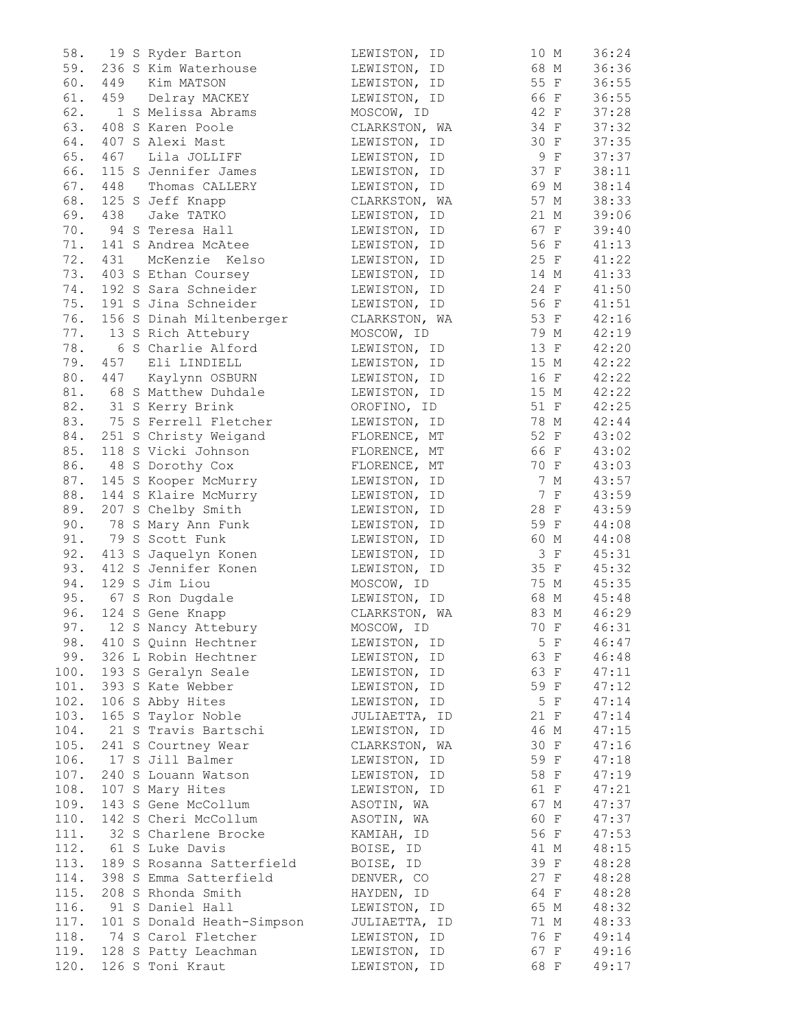```
 58.   19 S Ryder Barton            LEWISTON, ID          10 M    36:24
 59.  236 S Kim Waterhouse          LEWISTON, ID          68 M    36:36
 60.  449   Kim MATSON              LEWISTON, ID          55 F    36:55
 61.  459   Delray MACKEY           LEWISTON, ID          66 F    36:55
 62.    1 S Melissa Abrams          MOSCOW, ID            42 F    37:28
 63.  408 S Karen Poole             CLARKSTON, WA         34 F    37:32
 64.  407 S Alexi Mast              LEWISTON, ID          30 F    37:35
 65.  467   Lila JOLLIFF            LEWISTON, ID           9 F    37:37
 66.  115 S Jennifer James          LEWISTON, ID          37 F    38:11
 67.  448   Thomas CALLERY          LEWISTON, ID          69 M    38:14
 68.  125 S Jeff Knapp              CLARKSTON, WA         57 M    38:33
 69.  438   Jake TATKO              LEWISTON, ID          21 M    39:06
 70.   94 S Teresa Hall             LEWISTON, ID          67 F    39:40
 71.  141 S Andrea McAtee           LEWISTON, ID          56 F    41:13
 72.  431   McKenzie  Kelso         LEWISTON, ID          25 F    41:22
 73.  403 S Ethan Coursey           LEWISTON, ID          14 M    41:33
 74.  192 S Sara Schneider          LEWISTON, ID          24 F    41:50
 75.  191 S Jina Schneider          LEWISTON, ID          56 F    41:51
 76.  156 S Dinah Miltenberger      CLARKSTON, WA         53 F    42:16
 77.   13 S Rich Attebury           MOSCOW, ID            79 M    42:19
 78.    6 S Charlie Alford          LEWISTON, ID          13 F    42:20
 79.  457   Eli LINDIELL            LEWISTON, ID          15 M    42:22
 80.  447   Kaylynn OSBURN          LEWISTON, ID          16 F    42:22
 81.   68 S Matthew Duhdale         LEWISTON, ID          15 M    42:22
 82.   31 S Kerry Brink             OROFINO, ID           51 F    42:25
 83.   75 S Ferrell Fletcher        LEWISTON, ID          78 M    42:44
 84.  251 S Christy Weigand         FLORENCE, MT          52 F    43:02
 85.  118 S Vicki Johnson           FLORENCE, MT          66 F    43:02
 86.   48 S Dorothy Cox             FLORENCE, MT          70 F    43:03
 87.  145 S Kooper McMurry          LEWISTON, ID           7 M    43:57
 88.  144 S Klaire McMurry          LEWISTON, ID           7 F    43:59
 89.  207 S Chelby Smith            LEWISTON, ID          28 F    43:59
 90.   78 S Mary Ann Funk           LEWISTON, ID          59 F    44:08
 91.   79 S Scott Funk              LEWISTON, ID          60 M    44:08
 92.  413 S Jaquelyn Konen          LEWISTON, ID           3 F    45:31
 93.  412 S Jennifer Konen          LEWISTON, ID          35 F    45:32
 94.  129 S Jim Liou                MOSCOW, ID            75 M    45:35
 95.   67 S Ron Dugdale             LEWISTON, ID          68 M    45:48
 96.  124 S Gene Knapp              CLARKSTON, WA         83 M    46:29
 97.   12 S Nancy Attebury          MOSCOW, ID            70 F    46:31
 98.  410 S Quinn Hechtner          LEWISTON, ID           5 F    46:47
 99.  326 L Robin Hechtner          LEWISTON, ID          63 F    46:48
100.  193 S Geralyn Seale           LEWISTON, ID          63 F    47:11
101.  393 S Kate Webber             LEWISTON, ID          59 F    47:12
102.  106 S Abby Hites              LEWISTON, ID           5 F    47:14
103.  165 S Taylor Noble            JULIAETTA, ID         21 F    47:14
104.   21 S Travis Bartschi         LEWISTON, ID          46 M    47:15
105.  241 S Courtney Wear           CLARKSTON, WA         30 F    47:16
106.   17 S Jill Balmer             LEWISTON, ID          59 F    47:18
107.  240 S Louann Watson           LEWISTON, ID          58 F    47:19
108.  107 S Mary Hites              LEWISTON, ID          61 F    47:21
109.  143 S Gene McCollum           ASOTIN, WA            67 M    47:37
110.  142 S Cheri McCollum          ASOTIN, WA            60 F    47:37
111.   32 S Charlene Brocke         KAMIAH, ID            56 F    47:53
112.   61 S Luke Davis              BOISE, ID             41 M    48:15
113.  189 S Rosanna Satterfield     BOISE, ID             39 F    48:28
114.  398 S Emma Satterfield        DENVER, CO            27 F    48:28
115.  208 S Rhonda Smith            HAYDEN, ID            64 F    48:28
116.   91 S Daniel Hall             LEWISTON, ID          65 M    48:32
117.  101 S Donald Heath-Simpson    JULIAETTA, ID         71 M    48:33
118.   74 S Carol Fletcher          LEWISTON, ID          76 F    49:14
119.  128 S Patty Leachman          LEWISTON, ID          67 F    49:16
120.  126 S Toni Kraut              LEWISTON, ID          68 F    49:17
```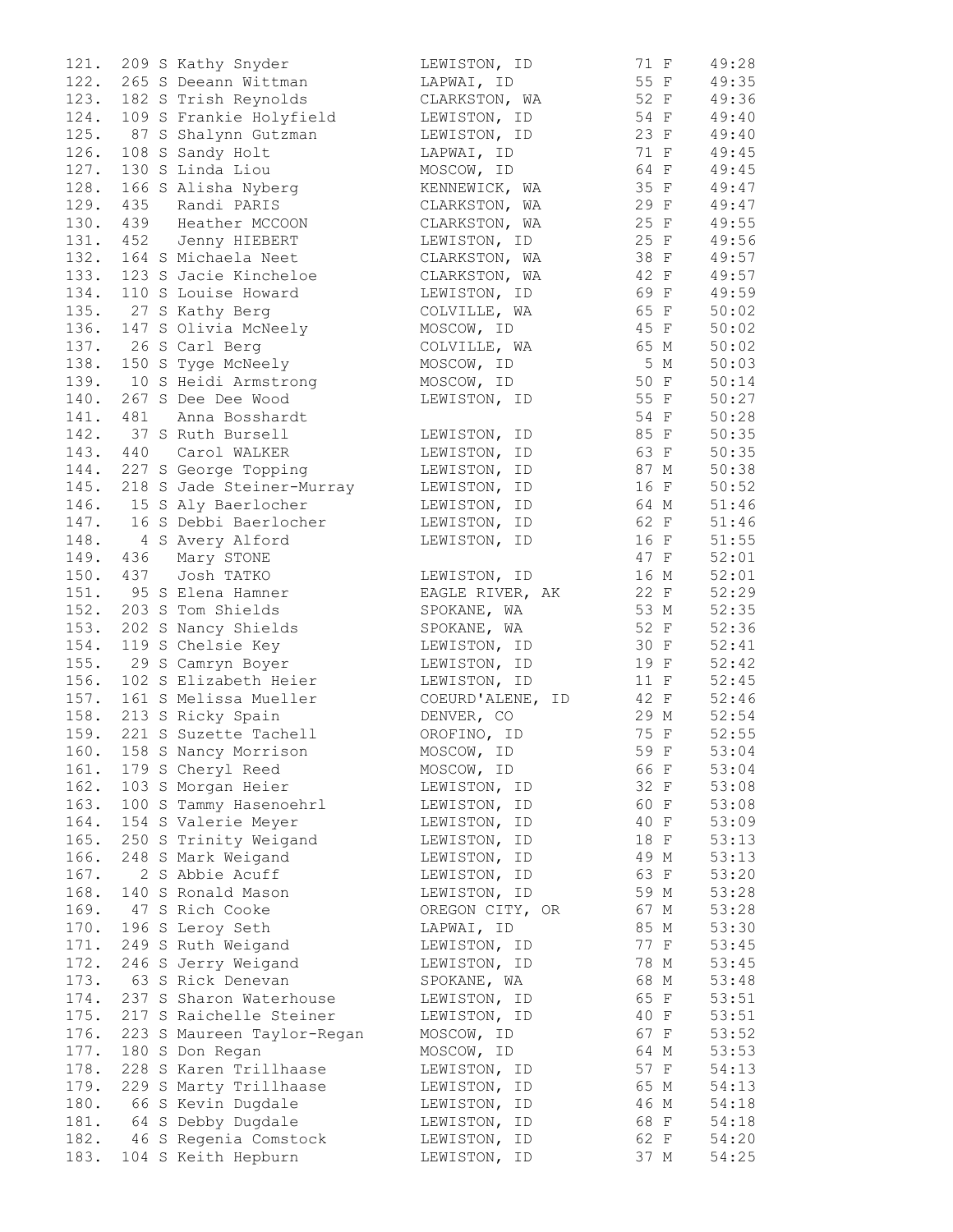```
121.  209 S Kathy Snyder             LEWISTON, ID          71 F    49:28
122.  265 S Deeann Wittman           LAPWAI, ID            55 F    49:35
123.  182 S Trish Reynolds           CLARKSTON, WA         52 F    49:36
124.  109 S Frankie Holyfield        LEWISTON, ID          54 F    49:40
125.   87 S Shalynn Gutzman          LEWISTON, ID          23 F    49:40
126.  108 S Sandy Holt               LAPWAI, ID            71 F    49:45
127.  130 S Linda Liou               MOSCOW, ID            64 F    49:45
128.  166 S Alisha Nyberg            KENNEWICK, WA         35 F    49:47
129.  435   Randi PARIS              CLARKSTON, WA         29 F    49:47
130.  439   Heather MCCOON           CLARKSTON, WA         25 F    49:55
131.  452   Jenny HIEBERT            LEWISTON, ID          25 F    49:56
132.  164 S Michaela Neet            CLARKSTON, WA         38 F    49:57
133.  123 S Jacie Kincheloe          CLARKSTON, WA         42 F    49:57
134.  110 S Louise Howard            LEWISTON, ID          69 F    49:59
135.   27 S Kathy Berg               COLVILLE, WA          65 F    50:02
136.  147 S Olivia McNeely           MOSCOW, ID            45 F    50:02
137.   26 S Carl Berg                COLVILLE, WA          65 M    50:02
138.  150 S Tyge McNeely             MOSCOW, ID             5 M    50:03
139.   10 S Heidi Armstrong          MOSCOW, ID            50 F    50:14
140.  267 S Dee Dee Wood             LEWISTON, ID          55 F    50:27
141.  481   Anna Bosshardt                                 54 F    50:28
142.   37 S Ruth Bursell             LEWISTON, ID          85 F    50:35
143.  440   Carol WALKER             LEWISTON, ID          63 F    50:35
144.  227 S George Topping           LEWISTON, ID          87 M    50:38
145.  218 S Jade Steiner-Murray      LEWISTON, ID          16 F    50:52
146.   15 S Aly Baerlocher           LEWISTON, ID          64 M    51:46
147.   16 S Debbi Baerlocher         LEWISTON, ID          62 F    51:46
148.    4 S Avery Alford             LEWISTON, ID          16 F    51:55
149.  436   Mary STONE                                     47 F    52:01
150.  437   Josh TATKO               LEWISTON, ID          16 M    52:01
151.   95 S Elena Hamner             EAGLE RIVER, AK       22 F    52:29
152.  203 S Tom Shields              SPOKANE, WA           53 M    52:35
153.  202 S Nancy Shields            SPOKANE, WA           52 F    52:36
154.  119 S Chelsie Key              LEWISTON, ID          30 F    52:41
155.   29 S Camryn Boyer             LEWISTON, ID          19 F    52:42
156.  102 S Elizabeth Heier          LEWISTON, ID          11 F    52:45
157.  161 S Melissa Mueller          COEURD'ALENE, ID      42 F    52:46
158.  213 S Ricky Spain              DENVER, CO            29 M    52:54
159.  221 S Suzette Tachell          OROFINO, ID           75 F    52:55
160.  158 S Nancy Morrison           MOSCOW, ID            59 F    53:04
161.  179 S Cheryl Reed              MOSCOW, ID            66 F    53:04
162.  103 S Morgan Heier             LEWISTON, ID          32 F    53:08
163.  100 S Tammy Hasenoehrl         LEWISTON, ID          60 F    53:08
164.  154 S Valerie Meyer            LEWISTON, ID          40 F    53:09
165.  250 S Trinity Weigand          LEWISTON, ID          18 F    53:13
166.  248 S Mark Weigand             LEWISTON, ID          49 M    53:13
167.    2 S Abbie Acuff              LEWISTON, ID          63 F    53:20
168.  140 S Ronald Mason             LEWISTON, ID          59 M    53:28
169.   47 S Rich Cooke               OREGON CITY, OR       67 M    53:28
170.  196 S Leroy Seth               LAPWAI, ID            85 M    53:30
171.  249 S Ruth Weigand             LEWISTON, ID          77 F    53:45
172.  246 S Jerry Weigand            LEWISTON, ID          78 M    53:45
173.   63 S Rick Denevan             SPOKANE, WA           68 M    53:48
174.  237 S Sharon Waterhouse        LEWISTON, ID          65 F    53:51
175.  217 S Raichelle Steiner        LEWISTON, ID          40 F    53:51
176.  223 S Maureen Taylor-Regan     MOSCOW, ID            67 F    53:52
177.  180 S Don Regan                MOSCOW, ID            64 M    53:53
178.  228 S Karen Trillhaase         LEWISTON, ID          57 F    54:13
179.  229 S Marty Trillhaase         LEWISTON, ID          65 M    54:13
180.   66 S Kevin Dugdale            LEWISTON, ID          46 M    54:18
181.   64 S Debby Dugdale            LEWISTON, ID          68 F    54:18
182.   46 S Regenia Comstock         LEWISTON, ID          62 F    54:20
183.  104 S Keith Hepburn            LEWISTON, ID          37 M    54:25
```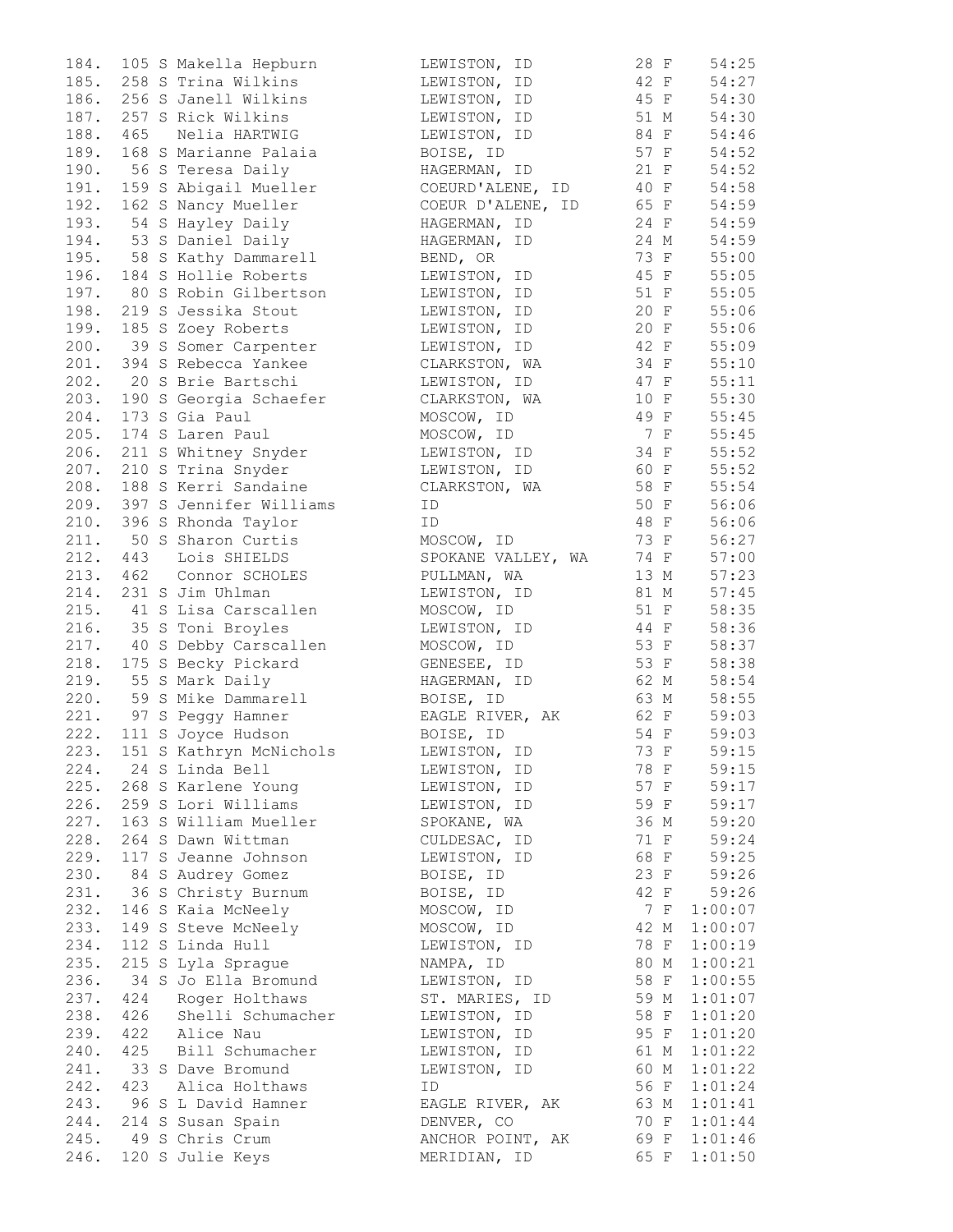```
184.  105 S Makella Hepburn        LEWISTON, ID          28 F    54:25
185.  258 S Trina Wilkins          LEWISTON, ID          42 F    54:27
186.  256 S Janell Wilkins         LEWISTON, ID          45 F    54:30
187.  257 S Rick Wilkins           LEWISTON, ID          51 M    54:30
188.  465   Nelia HARTWIG          LEWISTON, ID          84 F    54:46
189.  168 S Marianne Palaia        BOISE, ID             57 F    54:52
190.   56 S Teresa Daily           HAGERMAN, ID          21 F    54:52
191.  159 S Abigail Mueller        COEURD'ALENE, ID      40 F    54:58
192.  162 S Nancy Mueller          COEUR D'ALENE, ID     65 F    54:59
193.   54 S Hayley Daily           HAGERMAN, ID          24 F    54:59
194.   53 S Daniel Daily           HAGERMAN, ID          24 M    54:59
195.   58 S Kathy Dammarell        BEND, OR              73 F    55:00
196.  184 S Hollie Roberts         LEWISTON, ID          45 F    55:05
197.   80 S Robin Gilbertson       LEWISTON, ID          51 F    55:05
198.  219 S Jessika Stout          LEWISTON, ID          20 F    55:06
199.  185 S Zoey Roberts           LEWISTON, ID          20 F    55:06
200.   39 S Somer Carpenter        LEWISTON, ID          42 F    55:09
201.  394 S Rebecca Yankee         CLARKSTON, WA         34 F    55:10
202.   20 S Brie Bartschi          LEWISTON, ID          47 F    55:11
203.  190 S Georgia Schaefer       CLARKSTON, WA         10 F    55:30
204.  173 S Gia Paul               MOSCOW, ID            49 F    55:45
205.  174 S Laren Paul             MOSCOW, ID             7 F    55:45
206.  211 S Whitney Snyder         LEWISTON, ID          34 F    55:52
207.  210 S Trina Snyder           LEWISTON, ID          60 F    55:52
208.  188 S Kerri Sandaine         CLARKSTON, WA         58 F    55:54
209.  397 S Jennifer Williams      ID                    50 F    56:06
210.  396 S Rhonda Taylor          ID                    48 F    56:06
211.   50 S Sharon Curtis          MOSCOW, ID            73 F    56:27
212.  443   Lois SHIELDS           SPOKANE VALLEY, WA    74 F    57:00
213.  462   Connor SCHOLES         PULLMAN, WA           13 M    57:23
214.  231 S Jim Uhlman             LEWISTON, ID          81 M    57:45
215.   41 S Lisa Carscallen        MOSCOW, ID            51 F    58:35
216.   35 S Toni Broyles           LEWISTON, ID          44 F    58:36
217.   40 S Debby Carscallen       MOSCOW, ID            53 F    58:37
218.  175 S Becky Pickard          GENESEE, ID           53 F    58:38
219.   55 S Mark Daily             HAGERMAN, ID          62 M    58:54
220.   59 S Mike Dammarell         BOISE, ID             63 M    58:55
221.   97 S Peggy Hamner           EAGLE RIVER, AK       62 F    59:03
222.  111 S Joyce Hudson           BOISE, ID             54 F    59:03
223.  151 S Kathryn McNichols      LEWISTON, ID          73 F    59:15
224.   24 S Linda Bell             LEWISTON, ID          78 F    59:15
225.  268 S Karlene Young          LEWISTON, ID          57 F    59:17
226.  259 S Lori Williams          LEWISTON, ID          59 F    59:17
227.  163 S William Mueller        SPOKANE, WA           36 M    59:20
228.  264 S Dawn Wittman           CULDESAC, ID          71 F    59:24
229.  117 S Jeanne Johnson         LEWISTON, ID          68 F    59:25
230.   84 S Audrey Gomez           BOISE, ID             23 F    59:26
231.   36 S Christy Burnum         BOISE, ID             42 F    59:26
232.  146 S Kaia McNeely           MOSCOW, ID             7 F  1:00:07
233.  149 S Steve McNeely          MOSCOW, ID            42 M  1:00:07
234.  112 S Linda Hull             LEWISTON, ID          78 F  1:00:19
235.  215 S Lyla Sprague           NAMPA, ID             80 M  1:00:21
236.   34 S Jo Ella Bromund        LEWISTON, ID          58 F  1:00:55
237.  424   Roger Holthaws         ST. MARIES, ID        59 M  1:01:07
238.  426   Shelli Schumacher      LEWISTON, ID          58 F  1:01:20
239.  422   Alice Nau              LEWISTON, ID          95 F  1:01:20
240.  425   Bill Schumacher        LEWISTON, ID          61 M  1:01:22
241.   33 S Dave Bromund           LEWISTON, ID          60 M  1:01:22
242.  423   Alica Holthaws         ID                    56 F  1:01:24
243.   96 S L David Hamner         EAGLE RIVER, AK       63 M  1:01:41
244.  214 S Susan Spain            DENVER, CO            70 F  1:01:44
245.   49 S Chris Crum             ANCHOR POINT, AK      69 F  1:01:46
246.  120 S Julie Keys             MERIDIAN, ID          65 F  1:01:50
```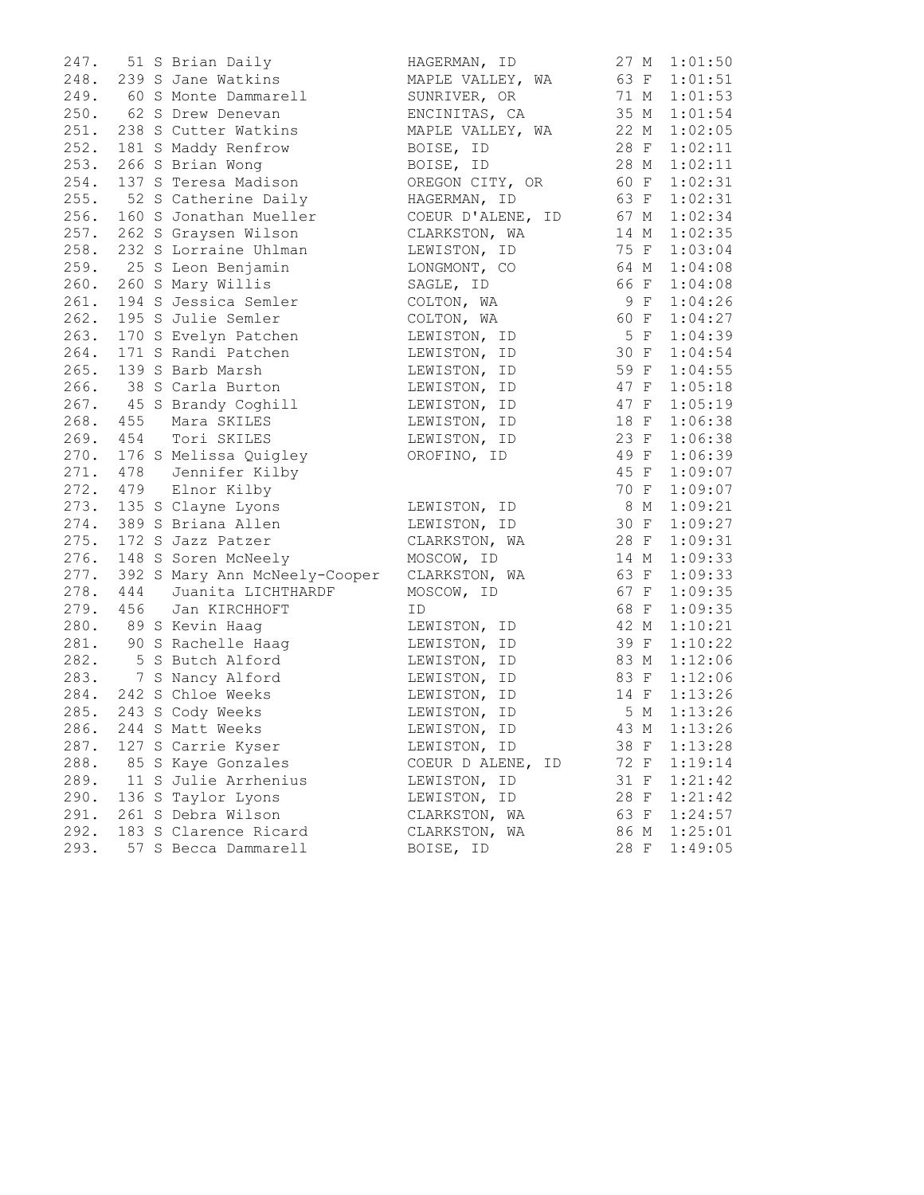```
247.   51 S Brian Daily             HAGERMAN, ID          27 M  1:01:50
248.  239 S Jane Watkins            MAPLE VALLEY, WA      63 F  1:01:51
249.   60 S Monte Dammarell         SUNRIVER, OR          71 M  1:01:53
250.   62 S Drew Denevan            ENCINITAS, CA         35 M  1:01:54
251.  238 S Cutter Watkins          MAPLE VALLEY, WA      22 M  1:02:05
252.  181 S Maddy Renfrow           BOISE, ID             28 F  1:02:11
253.  266 S Brian Wong              BOISE, ID             28 M  1:02:11
254.  137 S Teresa Madison          OREGON CITY, OR       60 F  1:02:31
255.   52 S Catherine Daily         HAGERMAN, ID          63 F  1:02:31
256.  160 S Jonathan Mueller        COEUR D'ALENE, ID     67 M  1:02:34
257.  262 S Graysen Wilson          CLARKSTON, WA         14 M  1:02:35
258.  232 S Lorraine Uhlman         LEWISTON, ID          75 F  1:03:04
259.   25 S Leon Benjamin           LONGMONT, CO          64 M  1:04:08
260.  260 S Mary Willis             SAGLE, ID             66 F  1:04:08
261.  194 S Jessica Semler          COLTON, WA             9 F  1:04:26
262.  195 S Julie Semler            COLTON, WA            60 F  1:04:27
263.  170 S Evelyn Patchen          LEWISTON, ID           5 F  1:04:39
264.  171 S Randi Patchen           LEWISTON, ID          30 F  1:04:54
265.  139 S Barb Marsh              LEWISTON, ID          59 F  1:04:55
266.   38 S Carla Burton            LEWISTON, ID          47 F  1:05:18
267.   45 S Brandy Coghill          LEWISTON, ID          47 F  1:05:19
268.  455   Mara SKILES             LEWISTON, ID          18 F  1:06:38
269.  454   Tori SKILES             LEWISTON, ID          23 F  1:06:38
270.  176 S Melissa Quigley         OROFINO, ID           49 F  1:06:39
271.  478   Jennifer Kilby                                45 F  1:09:07
272.  479   Elnor Kilby                                   70 F  1:09:07
273.  135 S Clayne Lyons            LEWISTON, ID           8 M  1:09:21
274.  389 S Briana Allen            LEWISTON, ID          30 F  1:09:27
275.  172 S Jazz Patzer             CLARKSTON, WA         28 F  1:09:31
276.  148 S Soren McNeely           MOSCOW, ID            14 M  1:09:33
277.  392 S Mary Ann McNeely-Cooper CLARKSTON, WA         63 F  1:09:33
278.  444   Juanita LICHTHARDF      MOSCOW, ID            67 F  1:09:35
279.  456   Jan KIRCHHOFT           ID                    68 F  1:09:35
280.   89 S Kevin Haag              LEWISTON, ID          42 M  1:10:21
281.   90 S Rachelle Haag           LEWISTON, ID          39 F  1:10:22
282.    5 S Butch Alford            LEWISTON, ID          83 M  1:12:06
283.    7 S Nancy Alford            LEWISTON, ID          83 F  1:12:06
284.  242 S Chloe Weeks             LEWISTON, ID          14 F  1:13:26
285.  243 S Cody Weeks              LEWISTON, ID           5 M  1:13:26
286.  244 S Matt Weeks              LEWISTON, ID          43 M  1:13:26
287.  127 S Carrie Kyser            LEWISTON, ID          38 F  1:13:28
288.   85 S Kaye Gonzales           COEUR D ALENE, ID     72 F  1:19:14
289.   11 S Julie Arrhenius         LEWISTON, ID          31 F  1:21:42
290.  136 S Taylor Lyons            LEWISTON, ID          28 F  1:21:42
291.  261 S Debra Wilson            CLARKSTON, WA         63 F  1:24:57
292.  183 S Clarence Ricard         CLARKSTON, WA         86 M  1:25:01
293.   57 S Becca Dammarell         BOISE, ID             28 F  1:49:05
```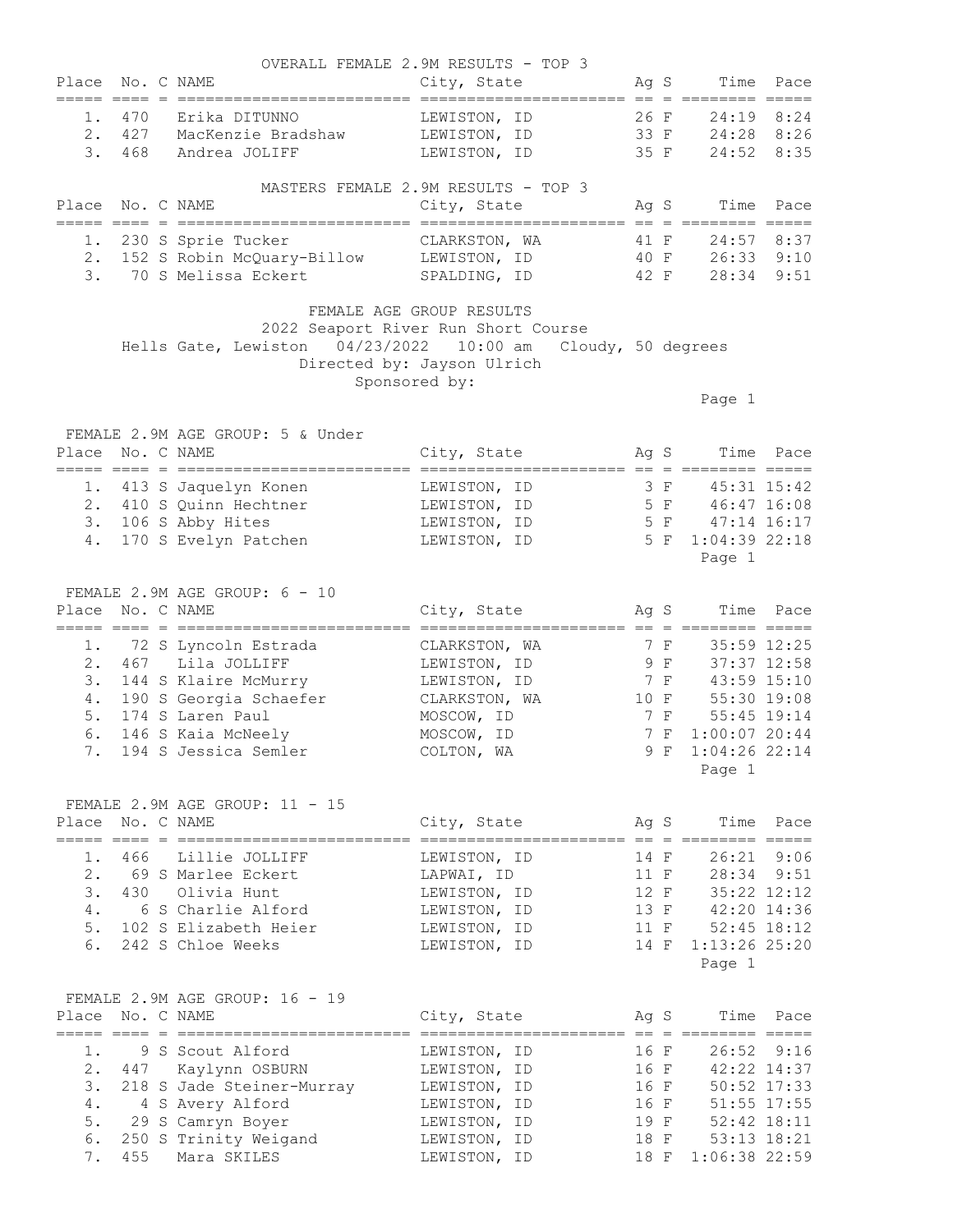## OVERALL FEMALE 2.9M RESULTS - TOP 3

| Place | No. | C | NAME | City, State | Ag | S | Time | Pace |
|---|---|---|---|---|---|---|---|---|
| 1. | 470 | | Erika DITUNNO | LEWISTON, ID | 26 | F | 24:19 | 8:24 |
| 2. | 427 | | MacKenzie Bradshaw | LEWISTON, ID | 33 | F | 24:28 | 8:26 |
| 3. | 468 | | Andrea JOLIFF | LEWISTON, ID | 35 | F | 24:52 | 8:35 |

## MASTERS FEMALE 2.9M RESULTS - TOP 3

| Place | No. | C | NAME | City, State | Ag | S | Time | Pace |
|---|---|---|---|---|---|---|---|---|
| 1. | 230 | S | Sprie Tucker | CLARKSTON, WA | 41 | F | 24:57 | 8:37 |
| 2. | 152 | S | Robin McQuary-Billow | LEWISTON, ID | 40 | F | 26:33 | 9:10 |
| 3. | 70 | S | Melissa Eckert | SPALDING, ID | 42 | F | 28:34 | 9:51 |

## FEMALE AGE GROUP RESULTS

2022 Seaport River Run Short Course

Hells Gate, Lewiston 04/23/2022 10:00 am Cloudy, 50 degrees

Directed by: Jayson Ulrich

Sponsored by:

### FEMALE 2.9M AGE GROUP: 5 & Under

| Place | No. | C | NAME | City, State | Ag | S | Time | Pace |
|---|---|---|---|---|---|---|---|---|
| 1. | 413 | S | Jaquelyn Konen | LEWISTON, ID | 3 | F | 45:31 | 15:42 |
| 2. | 410 | S | Quinn Hechtner | LEWISTON, ID | 5 | F | 46:47 | 16:08 |
| 3. | 106 | S | Abby Hites | LEWISTON, ID | 5 | F | 47:14 | 16:17 |
| 4. | 170 | S | Evelyn Patchen | LEWISTON, ID | 5 | F | 1:04:39 | 22:18 |

### FEMALE 2.9M AGE GROUP: 6 - 10

| Place | No. | C | NAME | City, State | Ag | S | Time | Pace |
|---|---|---|---|---|---|---|---|---|
| 1. | 72 | S | Lyncoln Estrada | CLARKSTON, WA | 7 | F | 35:59 | 12:25 |
| 2. | 467 | | Lila JOLLIFF | LEWISTON, ID | 9 | F | 37:37 | 12:58 |
| 3. | 144 | S | Klaire McMurry | LEWISTON, ID | 7 | F | 43:59 | 15:10 |
| 4. | 190 | S | Georgia Schaefer | CLARKSTON, WA | 10 | F | 55:30 | 19:08 |
| 5. | 174 | S | Laren Paul | MOSCOW, ID | 7 | F | 55:45 | 19:14 |
| 6. | 146 | S | Kaia McNeely | MOSCOW, ID | 7 | F | 1:00:07 | 20:44 |
| 7. | 194 | S | Jessica Semler | COLTON, WA | 9 | F | 1:04:26 | 22:14 |

### FEMALE 2.9M AGE GROUP: 11 - 15

| Place | No. | C | NAME | City, State | Ag | S | Time | Pace |
|---|---|---|---|---|---|---|---|---|
| 1. | 466 | | Lillie JOLLIFF | LEWISTON, ID | 14 | F | 26:21 | 9:06 |
| 2. | 69 | S | Marlee Eckert | LAPWAI, ID | 11 | F | 28:34 | 9:51 |
| 3. | 430 | | Olivia Hunt | LEWISTON, ID | 12 | F | 35:22 | 12:12 |
| 4. | 6 | S | Charlie Alford | LEWISTON, ID | 13 | F | 42:20 | 14:36 |
| 5. | 102 | S | Elizabeth Heier | LEWISTON, ID | 11 | F | 52:45 | 18:12 |
| 6. | 242 | S | Chloe Weeks | LEWISTON, ID | 14 | F | 1:13:26 | 25:20 |

### FEMALE 2.9M AGE GROUP: 16 - 19

| Place | No. | C | NAME | City, State | Ag | S | Time | Pace |
|---|---|---|---|---|---|---|---|---|
| 1. | 9 | S | Scout Alford | LEWISTON, ID | 16 | F | 26:52 | 9:16 |
| 2. | 447 | | Kaylynn OSBURN | LEWISTON, ID | 16 | F | 42:22 | 14:37 |
| 3. | 218 | S | Jade Steiner-Murray | LEWISTON, ID | 16 | F | 50:52 | 17:33 |
| 4. | 4 | S | Avery Alford | LEWISTON, ID | 16 | F | 51:55 | 17:55 |
| 5. | 29 | S | Camryn Boyer | LEWISTON, ID | 19 | F | 52:42 | 18:11 |
| 6. | 250 | S | Trinity Weigand | LEWISTON, ID | 18 | F | 53:13 | 18:21 |
| 7. | 455 | | Mara SKILES | LEWISTON, ID | 18 | F | 1:06:38 | 22:59 |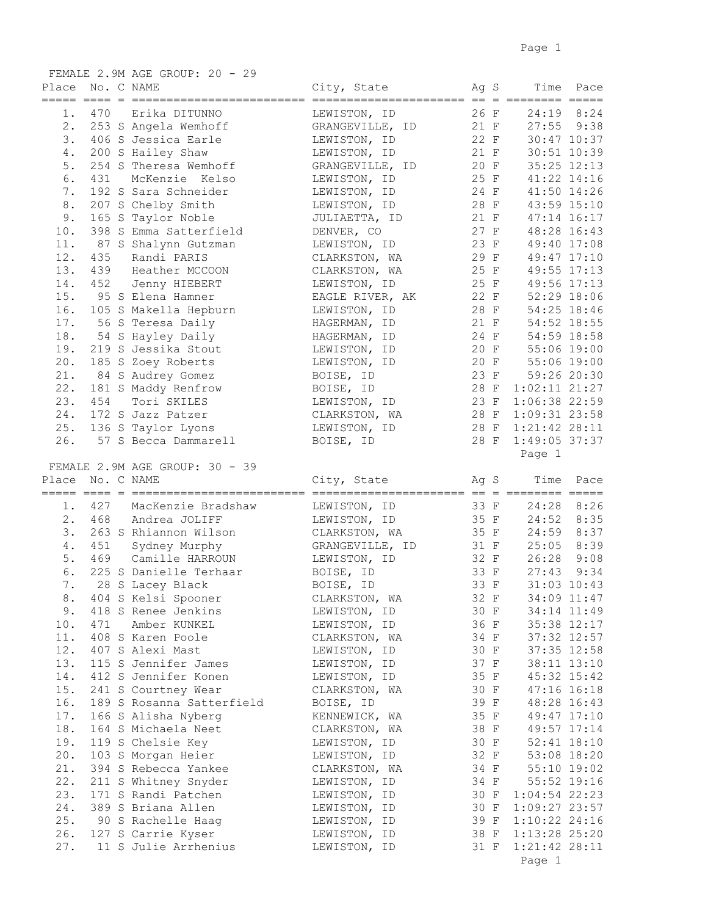## FEMALE 2.9M AGE GROUP: 20 - 29

| Place | No. | C | NAME | City, State | Ag | S | Time | Pace |
|---|---|---|---|---|---|---|---|---|
| 1. | 470 | | Erika DITUNNO | LEWISTON, ID | 26 | F | 24:19 | 8:24 |
| 2. | 253 | S | Angela Wemhoff | GRANGEVILLE, ID | 21 | F | 27:55 | 9:38 |
| 3. | 406 | S | Jessica Earle | LEWISTON, ID | 22 | F | 30:47 | 10:37 |
| 4. | 200 | S | Hailey Shaw | LEWISTON, ID | 21 | F | 30:51 | 10:39 |
| 5. | 254 | S | Theresa Wemhoff | GRANGEVILLE, ID | 20 | F | 35:25 | 12:13 |
| 6. | 431 | | McKenzie Kelso | LEWISTON, ID | 25 | F | 41:22 | 14:16 |
| 7. | 192 | S | Sara Schneider | LEWISTON, ID | 24 | F | 41:50 | 14:26 |
| 8. | 207 | S | Chelby Smith | LEWISTON, ID | 28 | F | 43:59 | 15:10 |
| 9. | 165 | S | Taylor Noble | JULIAETTA, ID | 21 | F | 47:14 | 16:17 |
| 10. | 398 | S | Emma Satterfield | DENVER, CO | 27 | F | 48:28 | 16:43 |
| 11. | 87 | S | Shalynn Gutzman | LEWISTON, ID | 23 | F | 49:40 | 17:08 |
| 12. | 435 | | Randi PARIS | CLARKSTON, WA | 29 | F | 49:47 | 17:10 |
| 13. | 439 | | Heather MCCOON | CLARKSTON, WA | 25 | F | 49:55 | 17:13 |
| 14. | 452 | | Jenny HIEBERT | LEWISTON, ID | 25 | F | 49:56 | 17:13 |
| 15. | 95 | S | Elena Hamner | EAGLE RIVER, AK | 22 | F | 52:29 | 18:06 |
| 16. | 105 | S | Makella Hepburn | LEWISTON, ID | 28 | F | 54:25 | 18:46 |
| 17. | 56 | S | Teresa Daily | HAGERMAN, ID | 21 | F | 54:52 | 18:55 |
| 18. | 54 | S | Hayley Daily | HAGERMAN, ID | 24 | F | 54:59 | 18:58 |
| 19. | 219 | S | Jessika Stout | LEWISTON, ID | 20 | F | 55:06 | 19:00 |
| 20. | 185 | S | Zoey Roberts | LEWISTON, ID | 20 | F | 55:06 | 19:00 |
| 21. | 84 | S | Audrey Gomez | BOISE, ID | 23 | F | 59:26 | 20:30 |
| 22. | 181 | S | Maddy Renfrow | BOISE, ID | 28 | F | 1:02:11 | 21:27 |
| 23. | 454 | | Tori SKILES | LEWISTON, ID | 23 | F | 1:06:38 | 22:59 |
| 24. | 172 | S | Jazz Patzer | CLARKSTON, WA | 28 | F | 1:09:31 | 23:58 |
| 25. | 136 | S | Taylor Lyons | LEWISTON, ID | 28 | F | 1:21:42 | 28:11 |
| 26. | 57 | S | Becca Dammarell | BOISE, ID | 28 | F | 1:49:05 | 37:37 |

## FEMALE 2.9M AGE GROUP: 30 - 39

| Place | No. | C | NAME | City, State | Ag | S | Time | Pace |
|---|---|---|---|---|---|---|---|---|
| 1. | 427 | | MacKenzie Bradshaw | LEWISTON, ID | 33 | F | 24:28 | 8:26 |
| 2. | 468 | | Andrea JOLIFF | LEWISTON, ID | 35 | F | 24:52 | 8:35 |
| 3. | 263 | S | Rhiannon Wilson | CLARKSTON, WA | 35 | F | 24:59 | 8:37 |
| 4. | 451 | | Sydney Murphy | GRANGEVILLE, ID | 31 | F | 25:05 | 8:39 |
| 5. | 469 | | Camille HARROUN | LEWISTON, ID | 32 | F | 26:28 | 9:08 |
| 6. | 225 | S | Danielle Terhaar | BOISE, ID | 33 | F | 27:43 | 9:34 |
| 7. | 28 | S | Lacey Black | BOISE, ID | 33 | F | 31:03 | 10:43 |
| 8. | 404 | S | Kelsi Spooner | CLARKSTON, WA | 32 | F | 34:09 | 11:47 |
| 9. | 418 | S | Renee Jenkins | LEWISTON, ID | 30 | F | 34:14 | 11:49 |
| 10. | 471 | | Amber KUNKEL | LEWISTON, ID | 36 | F | 35:38 | 12:17 |
| 11. | 408 | S | Karen Poole | CLARKSTON, WA | 34 | F | 37:32 | 12:57 |
| 12. | 407 | S | Alexi Mast | LEWISTON, ID | 30 | F | 37:35 | 12:58 |
| 13. | 115 | S | Jennifer James | LEWISTON, ID | 37 | F | 38:11 | 13:10 |
| 14. | 412 | S | Jennifer Konen | LEWISTON, ID | 35 | F | 45:32 | 15:42 |
| 15. | 241 | S | Courtney Wear | CLARKSTON, WA | 30 | F | 47:16 | 16:18 |
| 16. | 189 | S | Rosanna Satterfield | BOISE, ID | 39 | F | 48:28 | 16:43 |
| 17. | 166 | S | Alisha Nyberg | KENNEWICK, WA | 35 | F | 49:47 | 17:10 |
| 18. | 164 | S | Michaela Neet | CLARKSTON, WA | 38 | F | 49:57 | 17:14 |
| 19. | 119 | S | Chelsie Key | LEWISTON, ID | 30 | F | 52:41 | 18:10 |
| 20. | 103 | S | Morgan Heier | LEWISTON, ID | 32 | F | 53:08 | 18:20 |
| 21. | 394 | S | Rebecca Yankee | CLARKSTON, WA | 34 | F | 55:10 | 19:02 |
| 22. | 211 | S | Whitney Snyder | LEWISTON, ID | 34 | F | 55:52 | 19:16 |
| 23. | 171 | S | Randi Patchen | LEWISTON, ID | 30 | F | 1:04:54 | 22:23 |
| 24. | 389 | S | Briana Allen | LEWISTON, ID | 30 | F | 1:09:27 | 23:57 |
| 25. | 90 | S | Rachelle Haag | LEWISTON, ID | 39 | F | 1:10:22 | 24:16 |
| 26. | 127 | S | Carrie Kyser | LEWISTON, ID | 38 | F | 1:13:28 | 25:20 |
| 27. | 11 | S | Julie Arrhenius | LEWISTON, ID | 31 | F | 1:21:42 | 28:11 |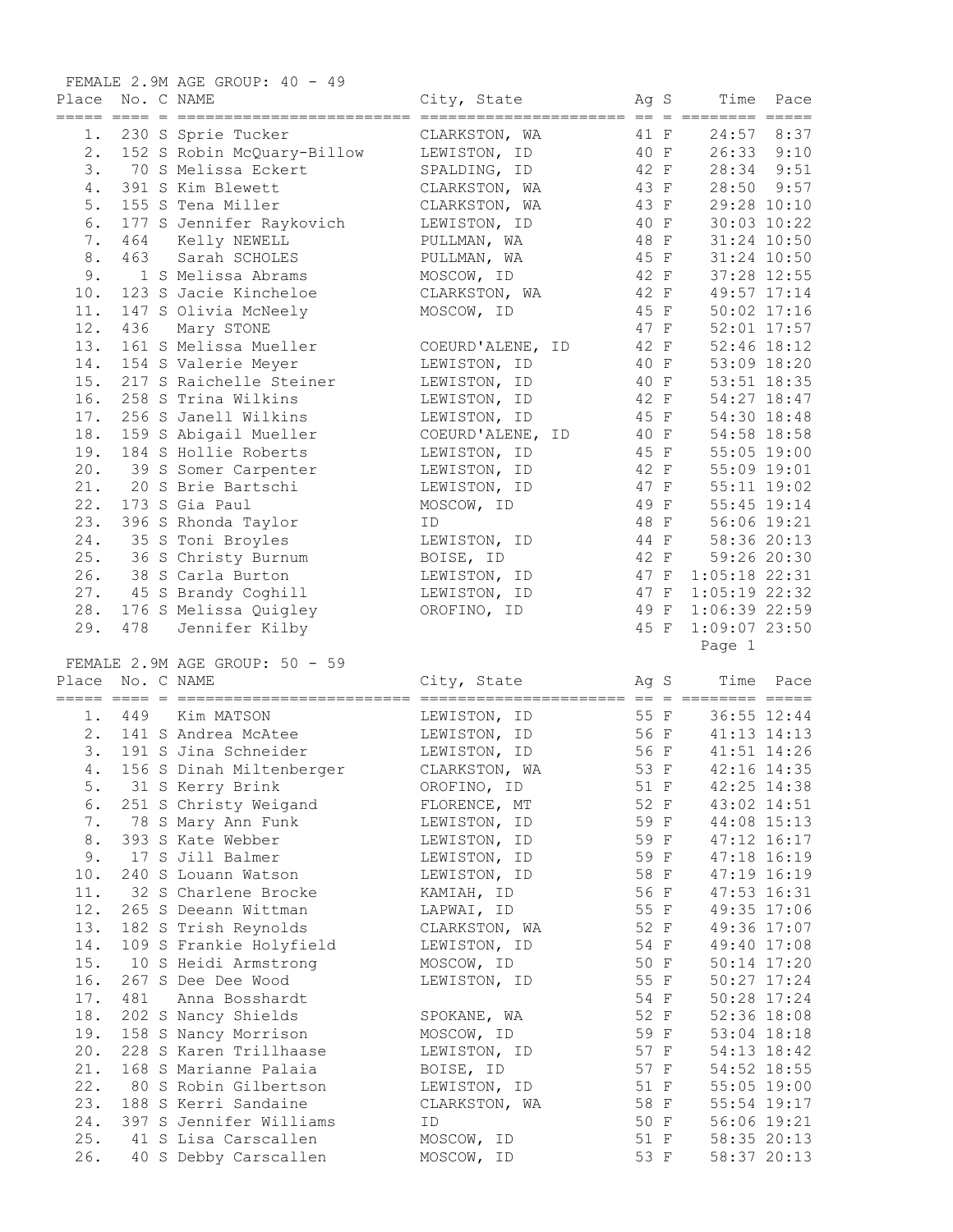FEMALE 2.9M AGE GROUP: 40 - 49

| Place | No. | C | NAME | City, State | Ag | S | Time | Pace |
|---|---|---|---|---|---|---|---|---|
| 1. | 230 | S | Sprie Tucker | CLARKSTON, WA | 41 | F | 24:57 | 8:37 |
| 2. | 152 | S | Robin McQuary-Billow | LEWISTON, ID | 40 | F | 26:33 | 9:10 |
| 3. | 70 | S | Melissa Eckert | SPALDING, ID | 42 | F | 28:34 | 9:51 |
| 4. | 391 | S | Kim Blewett | CLARKSTON, WA | 43 | F | 28:50 | 9:57 |
| 5. | 155 | S | Tena Miller | CLARKSTON, WA | 43 | F | 29:28 | 10:10 |
| 6. | 177 | S | Jennifer Raykovich | LEWISTON, ID | 40 | F | 30:03 | 10:22 |
| 7. | 464 | | Kelly NEWELL | PULLMAN, WA | 48 | F | 31:24 | 10:50 |
| 8. | 463 | | Sarah SCHOLES | PULLMAN, WA | 45 | F | 31:24 | 10:50 |
| 9. | 1 | S | Melissa Abrams | MOSCOW, ID | 42 | F | 37:28 | 12:55 |
| 10. | 123 | S | Jacie Kincheloe | CLARKSTON, WA | 42 | F | 49:57 | 17:14 |
| 11. | 147 | S | Olivia McNeely | MOSCOW, ID | 45 | F | 50:02 | 17:16 |
| 12. | 436 | | Mary STONE | | 47 | F | 52:01 | 17:57 |
| 13. | 161 | S | Melissa Mueller | COEURD'ALENE, ID | 42 | F | 52:46 | 18:12 |
| 14. | 154 | S | Valerie Meyer | LEWISTON, ID | 40 | F | 53:09 | 18:20 |
| 15. | 217 | S | Raichelle Steiner | LEWISTON, ID | 40 | F | 53:51 | 18:35 |
| 16. | 258 | S | Trina Wilkins | LEWISTON, ID | 42 | F | 54:27 | 18:47 |
| 17. | 256 | S | Janell Wilkins | LEWISTON, ID | 45 | F | 54:30 | 18:48 |
| 18. | 159 | S | Abigail Mueller | COEURD'ALENE, ID | 40 | F | 54:58 | 18:58 |
| 19. | 184 | S | Hollie Roberts | LEWISTON, ID | 45 | F | 55:05 | 19:00 |
| 20. | 39 | S | Somer Carpenter | LEWISTON, ID | 42 | F | 55:09 | 19:01 |
| 21. | 20 | S | Brie Bartschi | LEWISTON, ID | 47 | F | 55:11 | 19:02 |
| 22. | 173 | S | Gia Paul | MOSCOW, ID | 49 | F | 55:45 | 19:14 |
| 23. | 396 | S | Rhonda Taylor | ID | 48 | F | 56:06 | 19:21 |
| 24. | 35 | S | Toni Broyles | LEWISTON, ID | 44 | F | 58:36 | 20:13 |
| 25. | 36 | S | Christy Burnum | BOISE, ID | 42 | F | 59:26 | 20:30 |
| 26. | 38 | S | Carla Burton | LEWISTON, ID | 47 | F | 1:05:18 | 22:31 |
| 27. | 45 | S | Brandy Coghill | LEWISTON, ID | 47 | F | 1:05:19 | 22:32 |
| 28. | 176 | S | Melissa Quigley | OROFINO, ID | 49 | F | 1:06:39 | 22:59 |
| 29. | 478 | | Jennifer Kilby | | 45 | F | 1:09:07 | 23:50 |

FEMALE 2.9M AGE GROUP: 50 - 59

| Place | No. | C | NAME | City, State | Ag | S | Time | Pace |
|---|---|---|---|---|---|---|---|---|
| 1. | 449 | | Kim MATSON | LEWISTON, ID | 55 | F | 36:55 | 12:44 |
| 2. | 141 | S | Andrea McAtee | LEWISTON, ID | 56 | F | 41:13 | 14:13 |
| 3. | 191 | S | Jina Schneider | LEWISTON, ID | 56 | F | 41:51 | 14:26 |
| 4. | 156 | S | Dinah Miltenberger | CLARKSTON, WA | 53 | F | 42:16 | 14:35 |
| 5. | 31 | S | Kerry Brink | OROFINO, ID | 51 | F | 42:25 | 14:38 |
| 6. | 251 | S | Christy Weigand | FLORENCE, MT | 52 | F | 43:02 | 14:51 |
| 7. | 78 | S | Mary Ann Funk | LEWISTON, ID | 59 | F | 44:08 | 15:13 |
| 8. | 393 | S | Kate Webber | LEWISTON, ID | 59 | F | 47:12 | 16:17 |
| 9. | 17 | S | Jill Balmer | LEWISTON, ID | 59 | F | 47:18 | 16:19 |
| 10. | 240 | S | Louann Watson | LEWISTON, ID | 58 | F | 47:19 | 16:19 |
| 11. | 32 | S | Charlene Brocke | KAMIAH, ID | 56 | F | 47:53 | 16:31 |
| 12. | 265 | S | Deeann Wittman | LAPWAI, ID | 55 | F | 49:35 | 17:06 |
| 13. | 182 | S | Trish Reynolds | CLARKSTON, WA | 52 | F | 49:36 | 17:07 |
| 14. | 109 | S | Frankie Holyfield | LEWISTON, ID | 54 | F | 49:40 | 17:08 |
| 15. | 10 | S | Heidi Armstrong | MOSCOW, ID | 50 | F | 50:14 | 17:20 |
| 16. | 267 | S | Dee Dee Wood | LEWISTON, ID | 55 | F | 50:27 | 17:24 |
| 17. | 481 | | Anna Bosshardt | | 54 | F | 50:28 | 17:24 |
| 18. | 202 | S | Nancy Shields | SPOKANE, WA | 52 | F | 52:36 | 18:08 |
| 19. | 158 | S | Nancy Morrison | MOSCOW, ID | 59 | F | 53:04 | 18:18 |
| 20. | 228 | S | Karen Trillhaase | LEWISTON, ID | 57 | F | 54:13 | 18:42 |
| 21. | 168 | S | Marianne Palaia | BOISE, ID | 57 | F | 54:52 | 18:55 |
| 22. | 80 | S | Robin Gilbertson | LEWISTON, ID | 51 | F | 55:05 | 19:00 |
| 23. | 188 | S | Kerri Sandaine | CLARKSTON, WA | 58 | F | 55:54 | 19:17 |
| 24. | 397 | S | Jennifer Williams | ID | 50 | F | 56:06 | 19:21 |
| 25. | 41 | S | Lisa Carscallen | MOSCOW, ID | 51 | F | 58:35 | 20:13 |
| 26. | 40 | S | Debby Carscallen | MOSCOW, ID | 53 | F | 58:37 | 20:13 |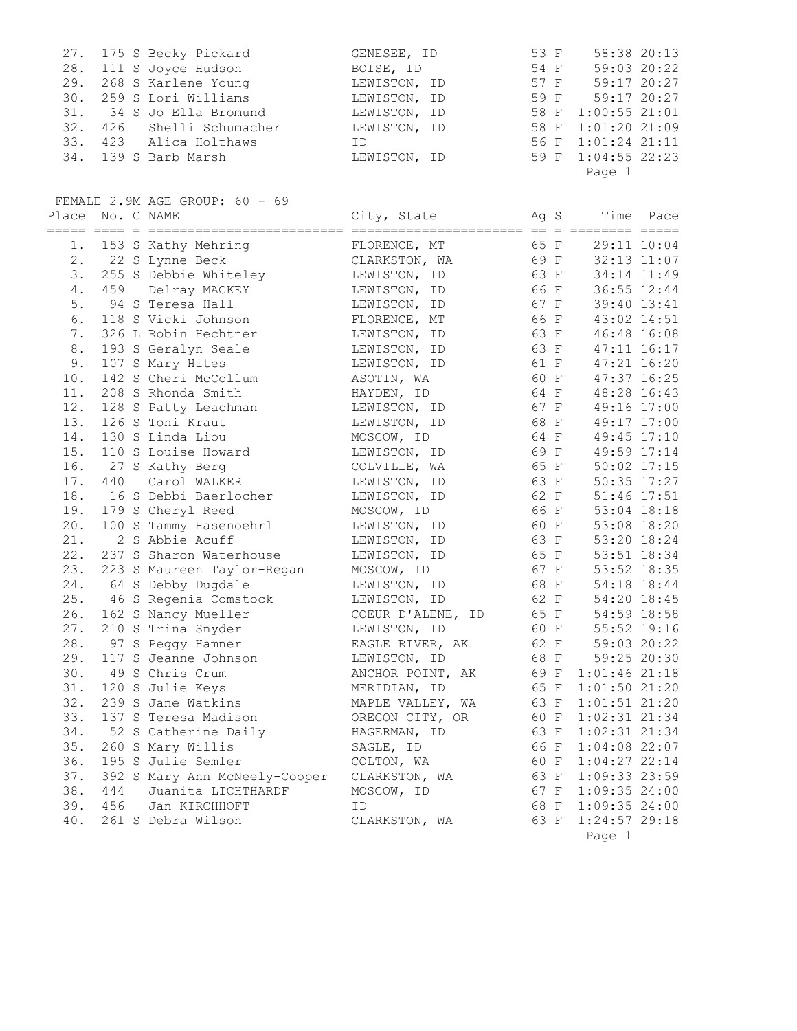| Place | No. | C | NAME | City, State | Ag | S | Time | Pace |
|---|---|---|---|---|---|---|---|---|
| 27. | 175 | S | Becky Pickard | GENESEE, ID | 53 | F | 58:38 | 20:13 |
| 28. | 111 | S | Joyce Hudson | BOISE, ID | 54 | F | 59:03 | 20:22 |
| 29. | 268 | S | Karlene Young | LEWISTON, ID | 57 | F | 59:17 | 20:27 |
| 30. | 259 | S | Lori Williams | LEWISTON, ID | 59 | F | 59:17 | 20:27 |
| 31. | 34 | S | Jo Ella Bromund | LEWISTON, ID | 58 | F | 1:00:55 | 21:01 |
| 32. | 426 | | Shelli Schumacher | LEWISTON, ID | 58 | F | 1:01:20 | 21:09 |
| 33. | 423 | | Alica Holthaws | ID | 56 | F | 1:01:24 | 21:11 |
| 34. | 139 | S | Barb Marsh | LEWISTON, ID | 59 | F | 1:04:55 | 22:23 |

## FEMALE 2.9M AGE GROUP: 60 - 69

| Place | No. | C | NAME | City, State | Ag | S | Time | Pace |
|---|---|---|---|---|---|---|---|---|
| 1. | 153 | S | Kathy Mehring | FLORENCE, MT | 65 | F | 29:11 | 10:04 |
| 2. | 22 | S | Lynne Beck | CLARKSTON, WA | 69 | F | 32:13 | 11:07 |
| 3. | 255 | S | Debbie Whiteley | LEWISTON, ID | 63 | F | 34:14 | 11:49 |
| 4. | 459 | | Delray MACKEY | LEWISTON, ID | 66 | F | 36:55 | 12:44 |
| 5. | 94 | S | Teresa Hall | LEWISTON, ID | 67 | F | 39:40 | 13:41 |
| 6. | 118 | S | Vicki Johnson | FLORENCE, MT | 66 | F | 43:02 | 14:51 |
| 7. | 326 | L | Robin Hechtner | LEWISTON, ID | 63 | F | 46:48 | 16:08 |
| 8. | 193 | S | Geralyn Seale | LEWISTON, ID | 63 | F | 47:11 | 16:17 |
| 9. | 107 | S | Mary Hites | LEWISTON, ID | 61 | F | 47:21 | 16:20 |
| 10. | 142 | S | Cheri McCollum | ASOTIN, WA | 60 | F | 47:37 | 16:25 |
| 11. | 208 | S | Rhonda Smith | HAYDEN, ID | 64 | F | 48:28 | 16:43 |
| 12. | 128 | S | Patty Leachman | LEWISTON, ID | 67 | F | 49:16 | 17:00 |
| 13. | 126 | S | Toni Kraut | LEWISTON, ID | 68 | F | 49:17 | 17:00 |
| 14. | 130 | S | Linda Liou | MOSCOW, ID | 64 | F | 49:45 | 17:10 |
| 15. | 110 | S | Louise Howard | LEWISTON, ID | 69 | F | 49:59 | 17:14 |
| 16. | 27 | S | Kathy Berg | COLVILLE, WA | 65 | F | 50:02 | 17:15 |
| 17. | 440 | | Carol WALKER | LEWISTON, ID | 63 | F | 50:35 | 17:27 |
| 18. | 16 | S | Debbi Baerlocher | LEWISTON, ID | 62 | F | 51:46 | 17:51 |
| 19. | 179 | S | Cheryl Reed | MOSCOW, ID | 66 | F | 53:04 | 18:18 |
| 20. | 100 | S | Tammy Hasenoehrl | LEWISTON, ID | 60 | F | 53:08 | 18:20 |
| 21. | 2 | S | Abbie Acuff | LEWISTON, ID | 63 | F | 53:20 | 18:24 |
| 22. | 237 | S | Sharon Waterhouse | LEWISTON, ID | 65 | F | 53:51 | 18:34 |
| 23. | 223 | S | Maureen Taylor-Regan | MOSCOW, ID | 67 | F | 53:52 | 18:35 |
| 24. | 64 | S | Debby Dugdale | LEWISTON, ID | 68 | F | 54:18 | 18:44 |
| 25. | 46 | S | Regenia Comstock | LEWISTON, ID | 62 | F | 54:20 | 18:45 |
| 26. | 162 | S | Nancy Mueller | COEUR D'ALENE, ID | 65 | F | 54:59 | 18:58 |
| 27. | 210 | S | Trina Snyder | LEWISTON, ID | 60 | F | 55:52 | 19:16 |
| 28. | 97 | S | Peggy Hamner | EAGLE RIVER, AK | 62 | F | 59:03 | 20:22 |
| 29. | 117 | S | Jeanne Johnson | LEWISTON, ID | 68 | F | 59:25 | 20:30 |
| 30. | 49 | S | Chris Crum | ANCHOR POINT, AK | 69 | F | 1:01:46 | 21:18 |
| 31. | 120 | S | Julie Keys | MERIDIAN, ID | 65 | F | 1:01:50 | 21:20 |
| 32. | 239 | S | Jane Watkins | MAPLE VALLEY, WA | 63 | F | 1:01:51 | 21:20 |
| 33. | 137 | S | Teresa Madison | OREGON CITY, OR | 60 | F | 1:02:31 | 21:34 |
| 34. | 52 | S | Catherine Daily | HAGERMAN, ID | 63 | F | 1:02:31 | 21:34 |
| 35. | 260 | S | Mary Willis | SAGLE, ID | 66 | F | 1:04:08 | 22:07 |
| 36. | 195 | S | Julie Semler | COLTON, WA | 60 | F | 1:04:27 | 22:14 |
| 37. | 392 | S | Mary Ann McNeely-Cooper | CLARKSTON, WA | 63 | F | 1:09:33 | 23:59 |
| 38. | 444 | | Juanita LICHTHARDF | MOSCOW, ID | 67 | F | 1:09:35 | 24:00 |
| 39. | 456 | | Jan KIRCHHOFT | ID | 68 | F | 1:09:35 | 24:00 |
| 40. | 261 | S | Debra Wilson | CLARKSTON, WA | 63 | F | 1:24:57 | 29:18 |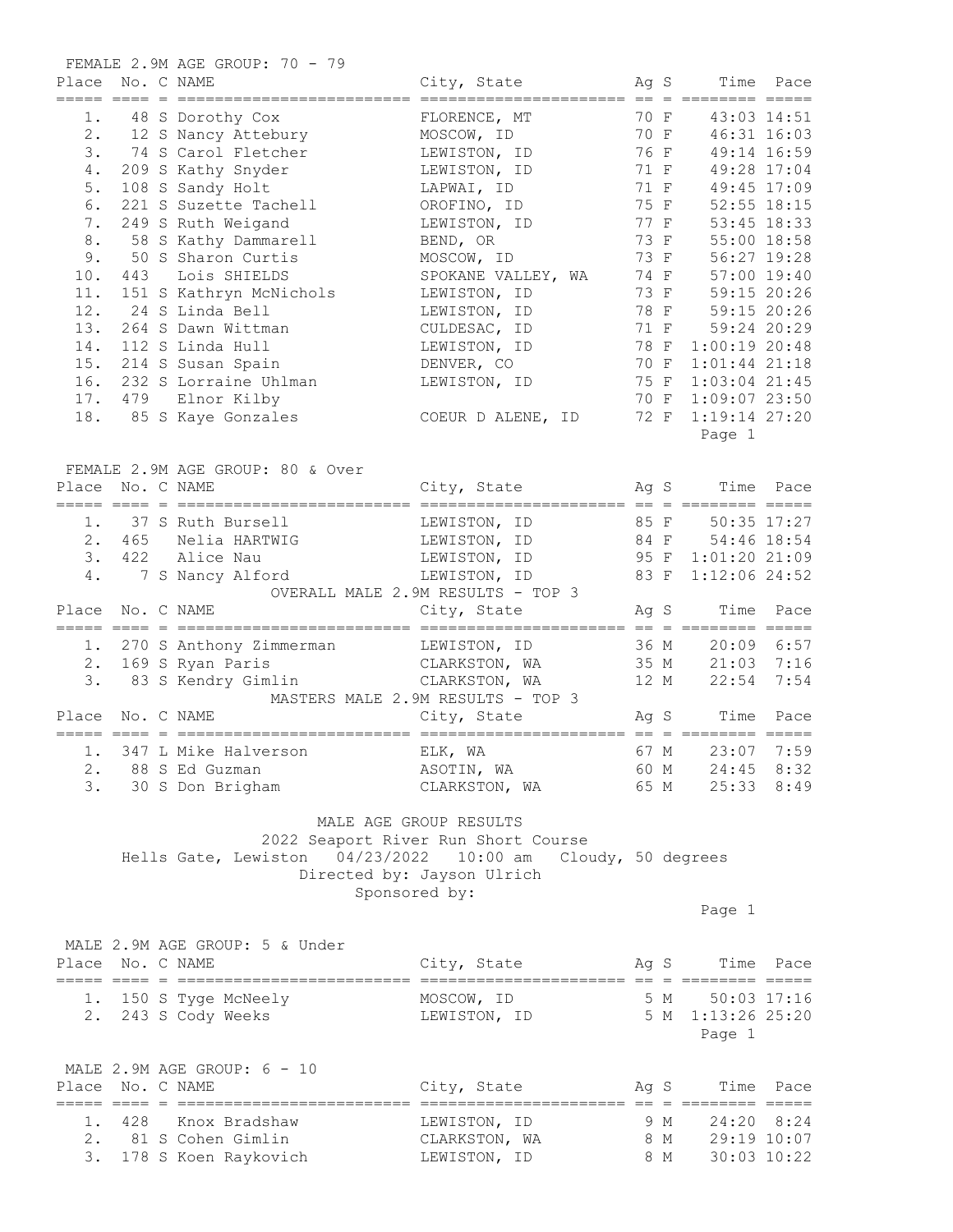FEMALE 2.9M AGE GROUP: 70 - 79

| Place | No. | C | NAME | City, State | Ag | S | Time | Pace |
|---|---|---|---|---|---|---|---|---|
| 1. | 48 | S | Dorothy Cox | FLORENCE, MT | 70 | F | 43:03 | 14:51 |
| 2. | 12 | S | Nancy Attebury | MOSCOW, ID | 70 | F | 46:31 | 16:03 |
| 3. | 74 | S | Carol Fletcher | LEWISTON, ID | 76 | F | 49:14 | 16:59 |
| 4. | 209 | S | Kathy Snyder | LEWISTON, ID | 71 | F | 49:28 | 17:04 |
| 5. | 108 | S | Sandy Holt | LAPWAI, ID | 71 | F | 49:45 | 17:09 |
| 6. | 221 | S | Suzette Tachell | OROFINO, ID | 75 | F | 52:55 | 18:15 |
| 7. | 249 | S | Ruth Weigand | LEWISTON, ID | 77 | F | 53:45 | 18:33 |
| 8. | 58 | S | Kathy Dammarell | BEND, OR | 73 | F | 55:00 | 18:58 |
| 9. | 50 | S | Sharon Curtis | MOSCOW, ID | 73 | F | 56:27 | 19:28 |
| 10. | 443 | | Lois SHIELDS | SPOKANE VALLEY, WA | 74 | F | 57:00 | 19:40 |
| 11. | 151 | S | Kathryn McNichols | LEWISTON, ID | 73 | F | 59:15 | 20:26 |
| 12. | 24 | S | Linda Bell | LEWISTON, ID | 78 | F | 59:15 | 20:26 |
| 13. | 264 | S | Dawn Wittman | CULDESAC, ID | 71 | F | 59:24 | 20:29 |
| 14. | 112 | S | Linda Hull | LEWISTON, ID | 78 | F | 1:00:19 | 20:48 |
| 15. | 214 | S | Susan Spain | DENVER, CO | 70 | F | 1:01:44 | 21:18 |
| 16. | 232 | S | Lorraine Uhlman | LEWISTON, ID | 75 | F | 1:03:04 | 21:45 |
| 17. | 479 | | Elnor Kilby | | 70 | F | 1:09:07 | 23:50 |
| 18. | 85 | S | Kaye Gonzales | COEUR D ALENE, ID | 72 | F | 1:19:14 | 27:20 |

FEMALE 2.9M AGE GROUP: 80 & Over

| Place | No. | C | NAME | City, State | Ag | S | Time | Pace |
|---|---|---|---|---|---|---|---|---|
| 1. | 37 | S | Ruth Bursell | LEWISTON, ID | 85 | F | 50:35 | 17:27 |
| 2. | 465 | | Nelia HARTWIG | LEWISTON, ID | 84 | F | 54:46 | 18:54 |
| 3. | 422 | | Alice Nau | LEWISTON, ID | 95 | F | 1:01:20 | 21:09 |
| 4. | 7 | S | Nancy Alford | LEWISTON, ID | 83 | F | 1:12:06 | 24:52 |

OVERALL MALE 2.9M RESULTS - TOP 3

| Place | No. | C | NAME | City, State | Ag | S | Time | Pace |
|---|---|---|---|---|---|---|---|---|
| 1. | 270 | S | Anthony Zimmerman | LEWISTON, ID | 36 | M | 20:09 | 6:57 |
| 2. | 169 | S | Ryan Paris | CLARKSTON, WA | 35 | M | 21:03 | 7:16 |
| 3. | 83 | S | Kendry Gimlin | CLARKSTON, WA | 12 | M | 22:54 | 7:54 |

MASTERS MALE 2.9M RESULTS - TOP 3

| Place | No. | C | NAME | City, State | Ag | S | Time | Pace |
|---|---|---|---|---|---|---|---|---|
| 1. | 347 | L | Mike Halverson | ELK, WA | 67 | M | 23:07 | 7:59 |
| 2. | 88 | S | Ed Guzman | ASOTIN, WA | 60 | M | 24:45 | 8:32 |
| 3. | 30 | S | Don Brigham | CLARKSTON, WA | 65 | M | 25:33 | 8:49 |

MALE AGE GROUP RESULTS
2022 Seaport River Run Short Course
Hells Gate, Lewiston 04/23/2022 10:00 am Cloudy, 50 degrees
Directed by: Jayson Ulrich
Sponsored by:

MALE 2.9M AGE GROUP: 5 & Under

| Place | No. | C | NAME | City, State | Ag | S | Time | Pace |
|---|---|---|---|---|---|---|---|---|
| 1. | 150 | S | Tyge McNeely | MOSCOW, ID | 5 | M | 50:03 | 17:16 |
| 2. | 243 | S | Cody Weeks | LEWISTON, ID | 5 | M | 1:13:26 | 25:20 |

MALE 2.9M AGE GROUP: 6 - 10

| Place | No. | C | NAME | City, State | Ag | S | Time | Pace |
|---|---|---|---|---|---|---|---|---|
| 1. | 428 | | Knox Bradshaw | LEWISTON, ID | 9 | M | 24:20 | 8:24 |
| 2. | 81 | S | Cohen Gimlin | CLARKSTON, WA | 8 | M | 29:19 | 10:07 |
| 3. | 178 | S | Koen Raykovich | LEWISTON, ID | 8 | M | 30:03 | 10:22 |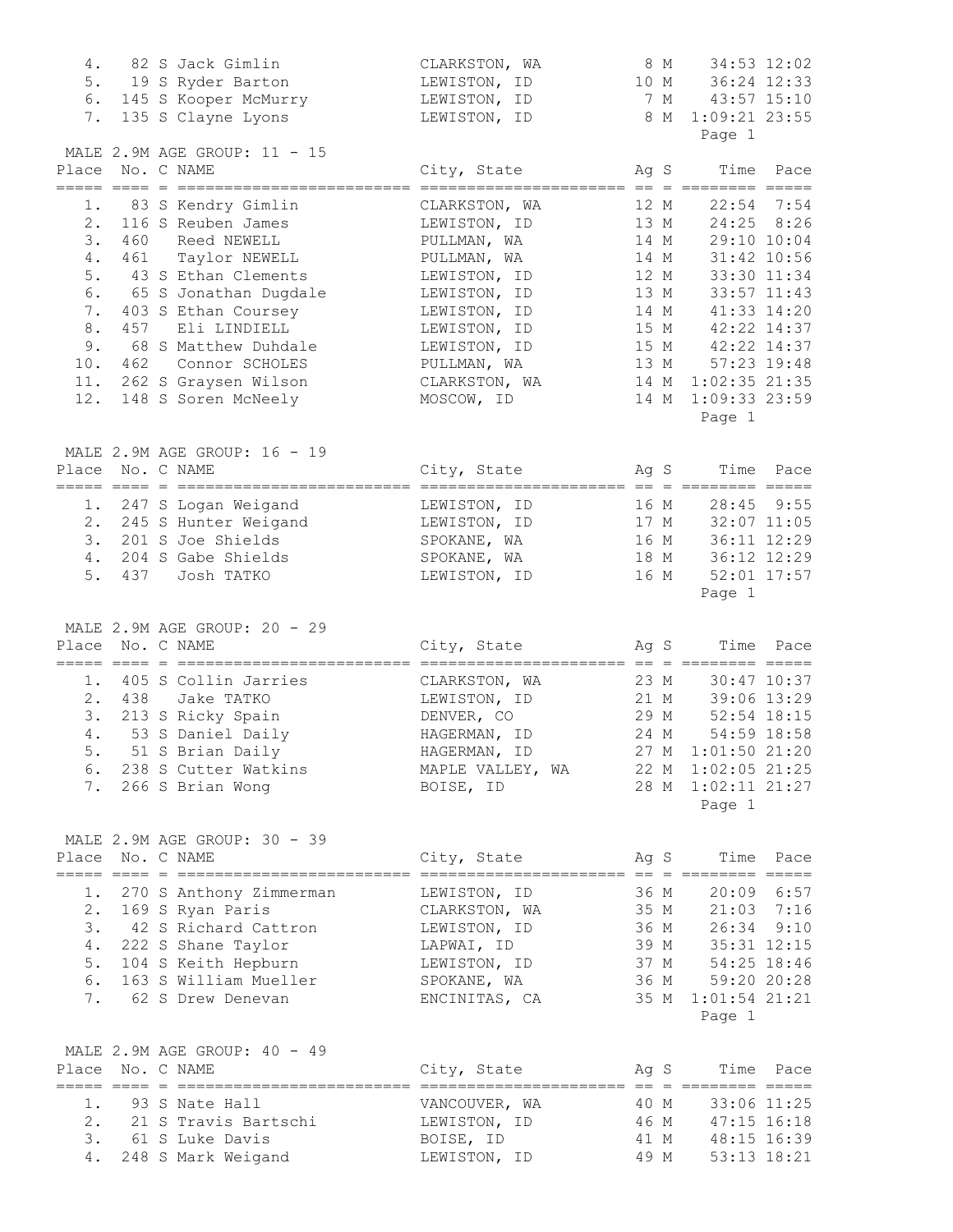| Place | No. | C | NAME | City, State | Ag | S | Time | Pace |
|---|---|---|---|---|---|---|---|---|
| 4. | 82 | S | Jack Gimlin | CLARKSTON, WA | 8 | M | 34:53 | 12:02 |
| 5. | 19 | S | Ryder Barton | LEWISTON, ID | 10 | M | 36:24 | 12:33 |
| 6. | 145 | S | Kooper McMurry | LEWISTON, ID | 7 | M | 43:57 | 15:10 |
| 7. | 135 | S | Clayne Lyons | LEWISTON, ID | 8 | M | 1:09:21 | 23:55 |

MALE 2.9M AGE GROUP: 11 - 15

| Place | No. | C | NAME | City, State | Ag | S | Time | Pace |
|---|---|---|---|---|---|---|---|---|
| 1. | 83 | S | Kendry Gimlin | CLARKSTON, WA | 12 | M | 22:54 | 7:54 |
| 2. | 116 | S | Reuben James | LEWISTON, ID | 13 | M | 24:25 | 8:26 |
| 3. | 460 | | Reed NEWELL | PULLMAN, WA | 14 | M | 29:10 | 10:04 |
| 4. | 461 | | Taylor NEWELL | PULLMAN, WA | 14 | M | 31:42 | 10:56 |
| 5. | 43 | S | Ethan Clements | LEWISTON, ID | 12 | M | 33:30 | 11:34 |
| 6. | 65 | S | Jonathan Dugdale | LEWISTON, ID | 13 | M | 33:57 | 11:43 |
| 7. | 403 | S | Ethan Coursey | LEWISTON, ID | 14 | M | 41:33 | 14:20 |
| 8. | 457 | | Eli LINDIELL | LEWISTON, ID | 15 | M | 42:22 | 14:37 |
| 9. | 68 | S | Matthew Duhdale | LEWISTON, ID | 15 | M | 42:22 | 14:37 |
| 10. | 462 | | Connor SCHOLES | PULLMAN, WA | 13 | M | 57:23 | 19:48 |
| 11. | 262 | S | Graysen Wilson | CLARKSTON, WA | 14 | M | 1:02:35 | 21:35 |
| 12. | 148 | S | Soren McNeely | MOSCOW, ID | 14 | M | 1:09:33 | 23:59 |

MALE 2.9M AGE GROUP: 16 - 19

| Place | No. | C | NAME | City, State | Ag | S | Time | Pace |
|---|---|---|---|---|---|---|---|---|
| 1. | 247 | S | Logan Weigand | LEWISTON, ID | 16 | M | 28:45 | 9:55 |
| 2. | 245 | S | Hunter Weigand | LEWISTON, ID | 17 | M | 32:07 | 11:05 |
| 3. | 201 | S | Joe Shields | SPOKANE, WA | 16 | M | 36:11 | 12:29 |
| 4. | 204 | S | Gabe Shields | SPOKANE, WA | 18 | M | 36:12 | 12:29 |
| 5. | 437 | | Josh TATKO | LEWISTON, ID | 16 | M | 52:01 | 17:57 |

MALE 2.9M AGE GROUP: 20 - 29

| Place | No. | C | NAME | City, State | Ag | S | Time | Pace |
|---|---|---|---|---|---|---|---|---|
| 1. | 405 | S | Collin Jarries | CLARKSTON, WA | 23 | M | 30:47 | 10:37 |
| 2. | 438 | | Jake TATKO | LEWISTON, ID | 21 | M | 39:06 | 13:29 |
| 3. | 213 | S | Ricky Spain | DENVER, CO | 29 | M | 52:54 | 18:15 |
| 4. | 53 | S | Daniel Daily | HAGERMAN, ID | 24 | M | 54:59 | 18:58 |
| 5. | 51 | S | Brian Daily | HAGERMAN, ID | 27 | M | 1:01:50 | 21:20 |
| 6. | 238 | S | Cutter Watkins | MAPLE VALLEY, WA | 22 | M | 1:02:05 | 21:25 |
| 7. | 266 | S | Brian Wong | BOISE, ID | 28 | M | 1:02:11 | 21:27 |

MALE 2.9M AGE GROUP: 30 - 39

| Place | No. | C | NAME | City, State | Ag | S | Time | Pace |
|---|---|---|---|---|---|---|---|---|
| 1. | 270 | S | Anthony Zimmerman | LEWISTON, ID | 36 | M | 20:09 | 6:57 |
| 2. | 169 | S | Ryan Paris | CLARKSTON, WA | 35 | M | 21:03 | 7:16 |
| 3. | 42 | S | Richard Cattron | LEWISTON, ID | 36 | M | 26:34 | 9:10 |
| 4. | 222 | S | Shane Taylor | LAPWAI, ID | 39 | M | 35:31 | 12:15 |
| 5. | 104 | S | Keith Hepburn | LEWISTON, ID | 37 | M | 54:25 | 18:46 |
| 6. | 163 | S | William Mueller | SPOKANE, WA | 36 | M | 59:20 | 20:28 |
| 7. | 62 | S | Drew Denevan | ENCINITAS, CA | 35 | M | 1:01:54 | 21:21 |

MALE 2.9M AGE GROUP: 40 - 49

| Place | No. | C | NAME | City, State | Ag | S | Time | Pace |
|---|---|---|---|---|---|---|---|---|
| 1. | 93 | S | Nate Hall | VANCOUVER, WA | 40 | M | 33:06 | 11:25 |
| 2. | 21 | S | Travis Bartschi | LEWISTON, ID | 46 | M | 47:15 | 16:18 |
| 3. | 61 | S | Luke Davis | BOISE, ID | 41 | M | 48:15 | 16:39 |
| 4. | 248 | S | Mark Weigand | LEWISTON, ID | 49 | M | 53:13 | 18:21 |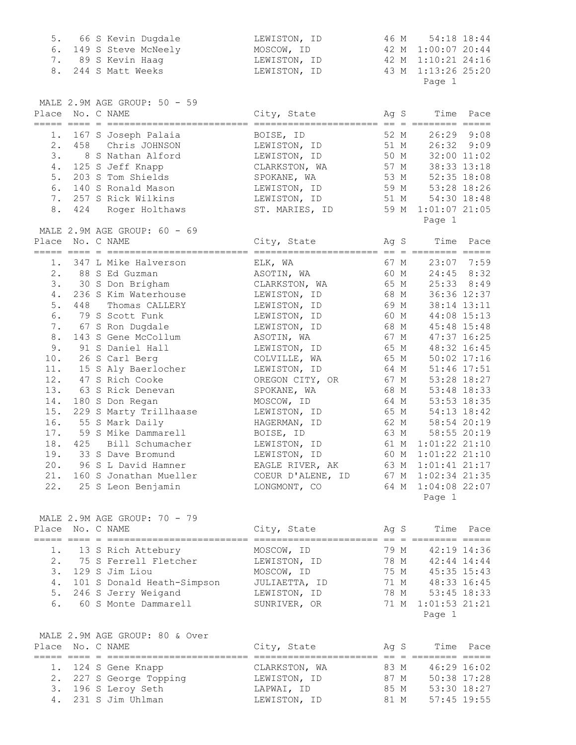| Place | No. | C | NAME | City, State | Ag | S | Time | Pace |
|---|---|---|---|---|---|---|---|---|
| 5. | 66 | S | Kevin Dugdale | LEWISTON, ID | 46 | M | 54:18 | 18:44 |
| 6. | 149 | S | Steve McNeely | MOSCOW, ID | 42 | M | 1:00:07 | 20:44 |
| 7. | 89 | S | Kevin Haag | LEWISTON, ID | 42 | M | 1:10:21 | 24:16 |
| 8. | 244 | S | Matt Weeks | LEWISTON, ID | 43 | M | 1:13:26 | 25:20 |

## MALE 2.9M AGE GROUP: 50 - 59

| Place | No. | C | NAME | City, State | Ag | S | Time | Pace |
|---|---|---|---|---|---|---|---|---|
| 1. | 167 | S | Joseph Palaia | BOISE, ID | 52 | M | 26:29 | 9:08 |
| 2. | 458 | | Chris JOHNSON | LEWISTON, ID | 51 | M | 26:32 | 9:09 |
| 3. | 8 | S | Nathan Alford | LEWISTON, ID | 50 | M | 32:00 | 11:02 |
| 4. | 125 | S | Jeff Knapp | CLARKSTON, WA | 57 | M | 38:33 | 13:18 |
| 5. | 203 | S | Tom Shields | SPOKANE, WA | 53 | M | 52:35 | 18:08 |
| 6. | 140 | S | Ronald Mason | LEWISTON, ID | 59 | M | 53:28 | 18:26 |
| 7. | 257 | S | Rick Wilkins | LEWISTON, ID | 51 | M | 54:30 | 18:48 |
| 8. | 424 | | Roger Holthaws | ST. MARIES, ID | 59 | M | 1:01:07 | 21:05 |

## MALE 2.9M AGE GROUP: 60 - 69

| Place | No. | C | NAME | City, State | Ag | S | Time | Pace |
|---|---|---|---|---|---|---|---|---|
| 1. | 347 | L | Mike Halverson | ELK, WA | 67 | M | 23:07 | 7:59 |
| 2. | 88 | S | Ed Guzman | ASOTIN, WA | 60 | M | 24:45 | 8:32 |
| 3. | 30 | S | Don Brigham | CLARKSTON, WA | 65 | M | 25:33 | 8:49 |
| 4. | 236 | S | Kim Waterhouse | LEWISTON, ID | 68 | M | 36:36 | 12:37 |
| 5. | 448 | | Thomas CALLERY | LEWISTON, ID | 69 | M | 38:14 | 13:11 |
| 6. | 79 | S | Scott Funk | LEWISTON, ID | 60 | M | 44:08 | 15:13 |
| 7. | 67 | S | Ron Dugdale | LEWISTON, ID | 68 | M | 45:48 | 15:48 |
| 8. | 143 | S | Gene McCollum | ASOTIN, WA | 67 | M | 47:37 | 16:25 |
| 9. | 91 | S | Daniel Hall | LEWISTON, ID | 65 | M | 48:32 | 16:45 |
| 10. | 26 | S | Carl Berg | COLVILLE, WA | 65 | M | 50:02 | 17:16 |
| 11. | 15 | S | Aly Baerlocher | LEWISTON, ID | 64 | M | 51:46 | 17:51 |
| 12. | 47 | S | Rich Cooke | OREGON CITY, OR | 67 | M | 53:28 | 18:27 |
| 13. | 63 | S | Rick Denevan | SPOKANE, WA | 68 | M | 53:48 | 18:33 |
| 14. | 180 | S | Don Regan | MOSCOW, ID | 64 | M | 53:53 | 18:35 |
| 15. | 229 | S | Marty Trillhaase | LEWISTON, ID | 65 | M | 54:13 | 18:42 |
| 16. | 55 | S | Mark Daily | HAGERMAN, ID | 62 | M | 58:54 | 20:19 |
| 17. | 59 | S | Mike Dammarell | BOISE, ID | 63 | M | 58:55 | 20:19 |
| 18. | 425 | | Bill Schumacher | LEWISTON, ID | 61 | M | 1:01:22 | 21:10 |
| 19. | 33 | S | Dave Bromund | LEWISTON, ID | 60 | M | 1:01:22 | 21:10 |
| 20. | 96 | S | L David Hamner | EAGLE RIVER, AK | 63 | M | 1:01:41 | 21:17 |
| 21. | 160 | S | Jonathan Mueller | COEUR D'ALENE, ID | 67 | M | 1:02:34 | 21:35 |
| 22. | 25 | S | Leon Benjamin | LONGMONT, CO | 64 | M | 1:04:08 | 22:07 |

## MALE 2.9M AGE GROUP: 70 - 79

| Place | No. | C | NAME | City, State | Ag | S | Time | Pace |
|---|---|---|---|---|---|---|---|---|
| 1. | 13 | S | Rich Attebury | MOSCOW, ID | 79 | M | 42:19 | 14:36 |
| 2. | 75 | S | Ferrell Fletcher | LEWISTON, ID | 78 | M | 42:44 | 14:44 |
| 3. | 129 | S | Jim Liou | MOSCOW, ID | 75 | M | 45:35 | 15:43 |
| 4. | 101 | S | Donald Heath-Simpson | JULIAETTA, ID | 71 | M | 48:33 | 16:45 |
| 5. | 246 | S | Jerry Weigand | LEWISTON, ID | 78 | M | 53:45 | 18:33 |
| 6. | 60 | S | Monte Dammarell | SUNRIVER, OR | 71 | M | 1:01:53 | 21:21 |

## MALE 2.9M AGE GROUP: 80 & Over

| Place | No. | C | NAME | City, State | Ag | S | Time | Pace |
|---|---|---|---|---|---|---|---|---|
| 1. | 124 | S | Gene Knapp | CLARKSTON, WA | 83 | M | 46:29 | 16:02 |
| 2. | 227 | S | George Topping | LEWISTON, ID | 87 | M | 50:38 | 17:28 |
| 3. | 196 | S | Leroy Seth | LAPWAI, ID | 85 | M | 53:30 | 18:27 |
| 4. | 231 | S | Jim Uhlman | LEWISTON, ID | 81 | M | 57:45 | 19:55 |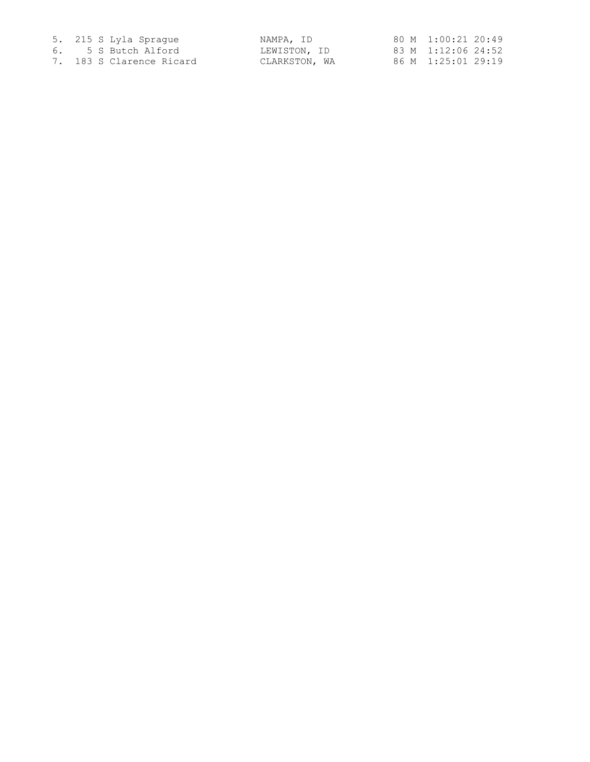```
5.  215 S Lyla Sprague           NAMPA, ID            80 M  1:00:21 20:49
6.    5 S Butch Alford           LEWISTON, ID         83 M  1:12:06 24:52
7.  183 S Clarence Ricard        CLARKSTON, WA        86 M  1:25:01 29:19
```